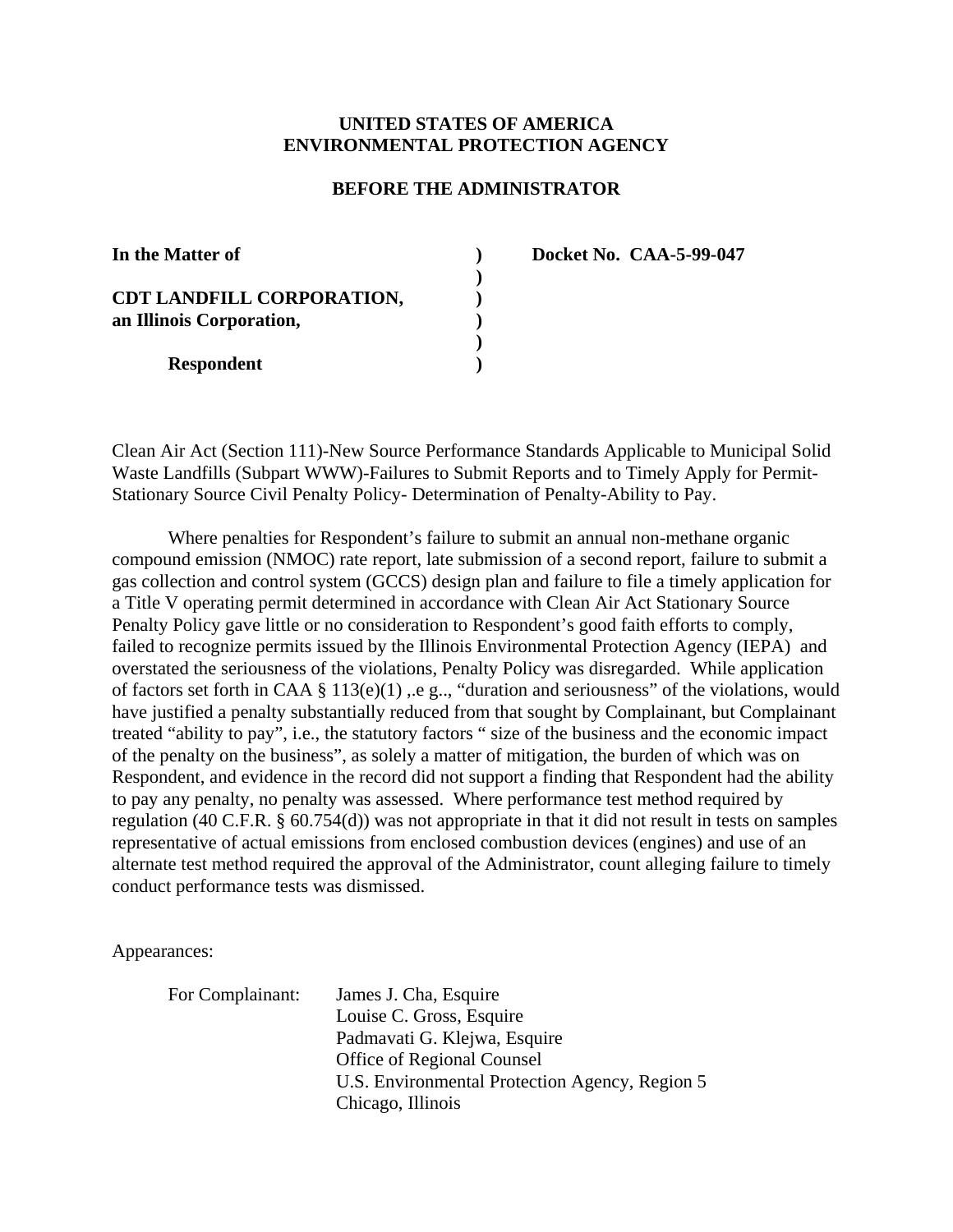**UNITED STATES OF AMERICA**
**ENVIRONMENTAL PROTECTION AGENCY**

**BEFORE THE ADMINISTRATOR**

| | | |
|---|---|---|
| **In the Matter of** | **)** | **Docket No. CAA-5-99-047** |
| | **)** | |
| **CDT LANDFILL CORPORATION,** | **)** | |
| **an Illinois Corporation,** | **)** | |
| | **)** | |
| **Respondent** | **)** | |

Clean Air Act (Section 111)-New Source Performance Standards Applicable to Municipal Solid Waste Landfills (Subpart WWW)-Failures to Submit Reports and to Timely Apply for Permit-Stationary Source Civil Penalty Policy- Determination of Penalty-Ability to Pay.

Where penalties for Respondent's failure to submit an annual non-methane organic compound emission (NMOC) rate report, late submission of a second report, failure to submit a gas collection and control system (GCCS) design plan and failure to file a timely application for a Title V operating permit determined in accordance with Clean Air Act Stationary Source Penalty Policy gave little or no consideration to Respondent's good faith efforts to comply, failed to recognize permits issued by the Illinois Environmental Protection Agency (IEPA) and overstated the seriousness of the violations, Penalty Policy was disregarded. While application of factors set forth in CAA § 113(e)(1) ,.e g.., "duration and seriousness" of the violations, would have justified a penalty substantially reduced from that sought by Complainant, but Complainant treated "ability to pay", i.e., the statutory factors " size of the business and the economic impact of the penalty on the business", as solely a matter of mitigation, the burden of which was on Respondent, and evidence in the record did not support a finding that Respondent had the ability to pay any penalty, no penalty was assessed. Where performance test method required by regulation (40 C.F.R. § 60.754(d)) was not appropriate in that it did not result in tests on samples representative of actual emissions from enclosed combustion devices (engines) and use of an alternate test method required the approval of the Administrator, count alleging failure to timely conduct performance tests was dismissed.

Appearances:

For Complainant:
James J. Cha, Esquire
Louise C. Gross, Esquire
Padmavati G. Klejwa, Esquire
Office of Regional Counsel
U.S. Environmental Protection Agency, Region 5
Chicago, Illinois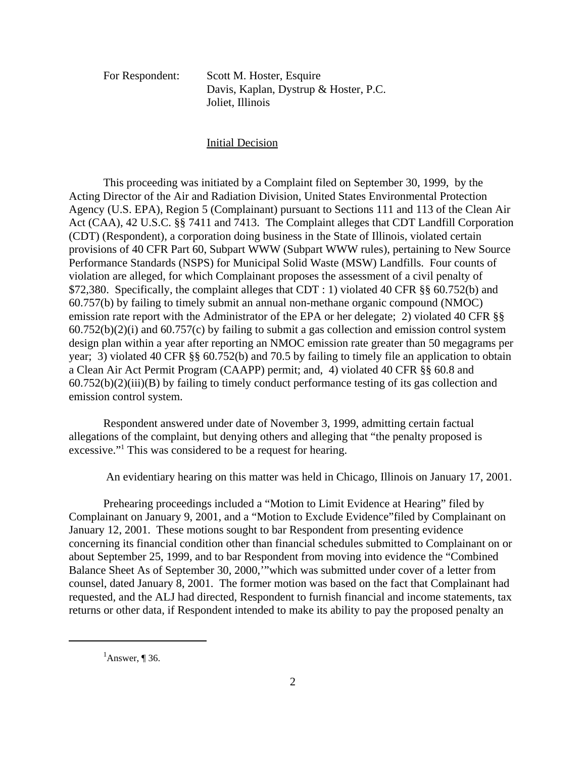For Respondent: Scott M. Hoster, Esquire
Davis, Kaplan, Dystrup & Hoster, P.C.
Joliet, Illinois

## Initial Decision

This proceeding was initiated by a Complaint filed on September 30, 1999, by the Acting Director of the Air and Radiation Division, United States Environmental Protection Agency (U.S. EPA), Region 5 (Complainant) pursuant to Sections 111 and 113 of the Clean Air Act (CAA), 42 U.S.C. §§ 7411 and 7413. The Complaint alleges that CDT Landfill Corporation (CDT) (Respondent), a corporation doing business in the State of Illinois, violated certain provisions of 40 CFR Part 60, Subpart WWW (Subpart WWW rules), pertaining to New Source Performance Standards (NSPS) for Municipal Solid Waste (MSW) Landfills. Four counts of violation are alleged, for which Complainant proposes the assessment of a civil penalty of $72,380. Specifically, the complaint alleges that CDT : 1) violated 40 CFR §§ 60.752(b) and 60.757(b) by failing to timely submit an annual non-methane organic compound (NMOC) emission rate report with the Administrator of the EPA or her delegate; 2) violated 40 CFR §§ 60.752(b)(2)(i) and 60.757(c) by failing to submit a gas collection and emission control system design plan within a year after reporting an NMOC emission rate greater than 50 megagrams per year; 3) violated 40 CFR §§ 60.752(b) and 70.5 by failing to timely file an application to obtain a Clean Air Act Permit Program (CAAPP) permit; and, 4) violated 40 CFR §§ 60.8 and 60.752(b)(2)(iii)(B) by failing to timely conduct performance testing of its gas collection and emission control system.

Respondent answered under date of November 3, 1999, admitting certain factual allegations of the complaint, but denying others and alleging that "the penalty proposed is excessive."[1] This was considered to be a request for hearing.

An evidentiary hearing on this matter was held in Chicago, Illinois on January 17, 2001.

Prehearing proceedings included a "Motion to Limit Evidence at Hearing" filed by Complainant on January 9, 2001, and a "Motion to Exclude Evidence" filed by Complainant on January 12, 2001. These motions sought to bar Respondent from presenting evidence concerning its financial condition other than financial schedules submitted to Complainant on or about September 25, 1999, and to bar Respondent from moving into evidence the "Combined Balance Sheet As of September 30, 2000,'" which was submitted under cover of a letter from counsel, dated January 8, 2001. The former motion was based on the fact that Complainant had requested, and the ALJ had directed, Respondent to furnish financial and income statements, tax returns or other data, if Respondent intended to make its ability to pay the proposed penalty an

---

[1] Answer, ¶ 36.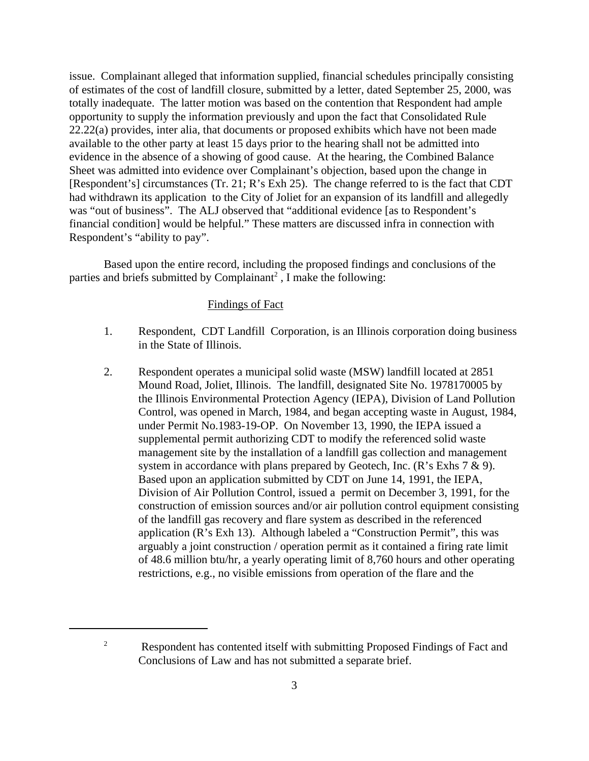issue. Complainant alleged that information supplied, financial schedules principally consisting of estimates of the cost of landfill closure, submitted by a letter, dated September 25, 2000, was totally inadequate. The latter motion was based on the contention that Respondent had ample opportunity to supply the information previously and upon the fact that Consolidated Rule 22.22(a) provides, inter alia, that documents or proposed exhibits which have not been made available to the other party at least 15 days prior to the hearing shall not be admitted into evidence in the absence of a showing of good cause. At the hearing, the Combined Balance Sheet was admitted into evidence over Complainant's objection, based upon the change in [Respondent's] circumstances (Tr. 21; R's Exh 25). The change referred to is the fact that CDT had withdrawn its application to the City of Joliet for an expansion of its landfill and allegedly was "out of business". The ALJ observed that "additional evidence [as to Respondent's financial condition] would be helpful." These matters are discussed infra in connection with Respondent's "ability to pay".

Based upon the entire record, including the proposed findings and conclusions of the parties and briefs submitted by Complainant[2] , I make the following:

## Findings of Fact

1. Respondent, CDT Landfill Corporation, is an Illinois corporation doing business in the State of Illinois.

2. Respondent operates a municipal solid waste (MSW) landfill located at 2851 Mound Road, Joliet, Illinois. The landfill, designated Site No. 1978170005 by the Illinois Environmental Protection Agency (IEPA), Division of Land Pollution Control, was opened in March, 1984, and began accepting waste in August, 1984, under Permit No.1983-19-OP. On November 13, 1990, the IEPA issued a supplemental permit authorizing CDT to modify the referenced solid waste management site by the installation of a landfill gas collection and management system in accordance with plans prepared by Geotech, Inc. (R's Exhs 7 & 9). Based upon an application submitted by CDT on June 14, 1991, the IEPA, Division of Air Pollution Control, issued a permit on December 3, 1991, for the construction of emission sources and/or air pollution control equipment consisting of the landfill gas recovery and flare system as described in the referenced application (R's Exh 13). Although labeled a "Construction Permit", this was arguably a joint construction / operation permit as it contained a firing rate limit of 48.6 million btu/hr, a yearly operating limit of 8,760 hours and other operating restrictions, e.g., no visible emissions from operation of the flare and the

---

[2] Respondent has contented itself with submitting Proposed Findings of Fact and Conclusions of Law and has not submitted a separate brief.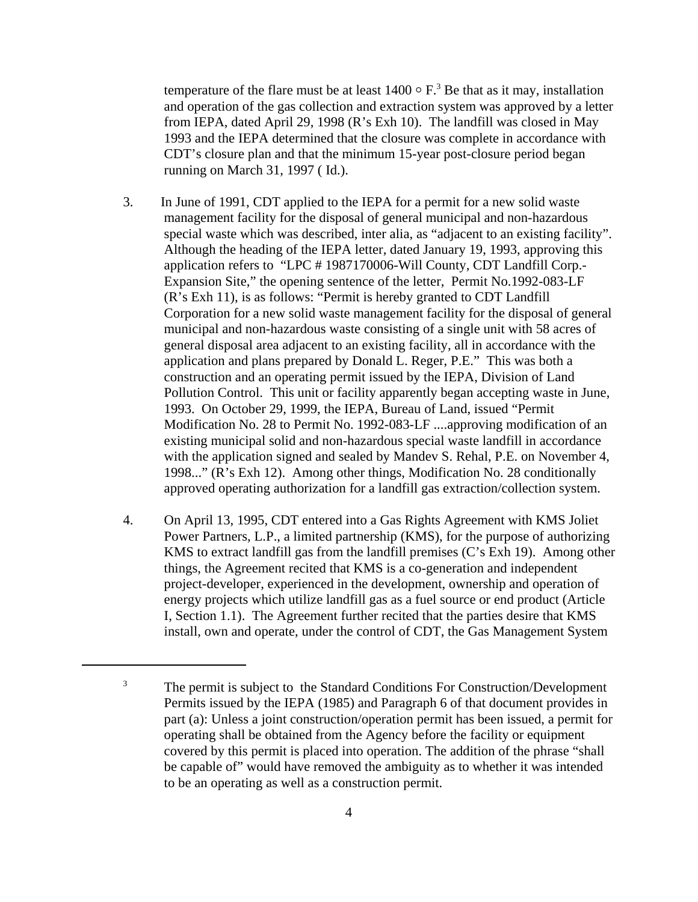temperature of the flare must be at least 1400 ○ F.[3] Be that as it may, installation and operation of the gas collection and extraction system was approved by a letter from IEPA, dated April 29, 1998 (R's Exh 10). The landfill was closed in May 1993 and the IEPA determined that the closure was complete in accordance with CDT's closure plan and that the minimum 15-year post-closure period began running on March 31, 1997 ( Id.).

3. In June of 1991, CDT applied to the IEPA for a permit for a new solid waste management facility for the disposal of general municipal and non-hazardous special waste which was described, inter alia, as "adjacent to an existing facility". Although the heading of the IEPA letter, dated January 19, 1993, approving this application refers to "LPC # 1987170006-Will County, CDT Landfill Corp.- Expansion Site," the opening sentence of the letter, Permit No.1992-083-LF (R's Exh 11), is as follows: "Permit is hereby granted to CDT Landfill Corporation for a new solid waste management facility for the disposal of general municipal and non-hazardous waste consisting of a single unit with 58 acres of general disposal area adjacent to an existing facility, all in accordance with the application and plans prepared by Donald L. Reger, P.E." This was both a construction and an operating permit issued by the IEPA, Division of Land Pollution Control. This unit or facility apparently began accepting waste in June, 1993. On October 29, 1999, the IEPA, Bureau of Land, issued "Permit Modification No. 28 to Permit No. 1992-083-LF ....approving modification of an existing municipal solid and non-hazardous special waste landfill in accordance with the application signed and sealed by Mandev S. Rehal, P.E. on November 4, 1998..." (R's Exh 12). Among other things, Modification No. 28 conditionally approved operating authorization for a landfill gas extraction/collection system.

4. On April 13, 1995, CDT entered into a Gas Rights Agreement with KMS Joliet Power Partners, L.P., a limited partnership (KMS), for the purpose of authorizing KMS to extract landfill gas from the landfill premises (C's Exh 19). Among other things, the Agreement recited that KMS is a co-generation and independent project-developer, experienced in the development, ownership and operation of energy projects which utilize landfill gas as a fuel source or end product (Article I, Section 1.1). The Agreement further recited that the parties desire that KMS install, own and operate, under the control of CDT, the Gas Management System

---

[3] The permit is subject to the Standard Conditions For Construction/Development Permits issued by the IEPA (1985) and Paragraph 6 of that document provides in part (a): Unless a joint construction/operation permit has been issued, a permit for operating shall be obtained from the Agency before the facility or equipment covered by this permit is placed into operation. The addition of the phrase "shall be capable of" would have removed the ambiguity as to whether it was intended to be an operating as well as a construction permit.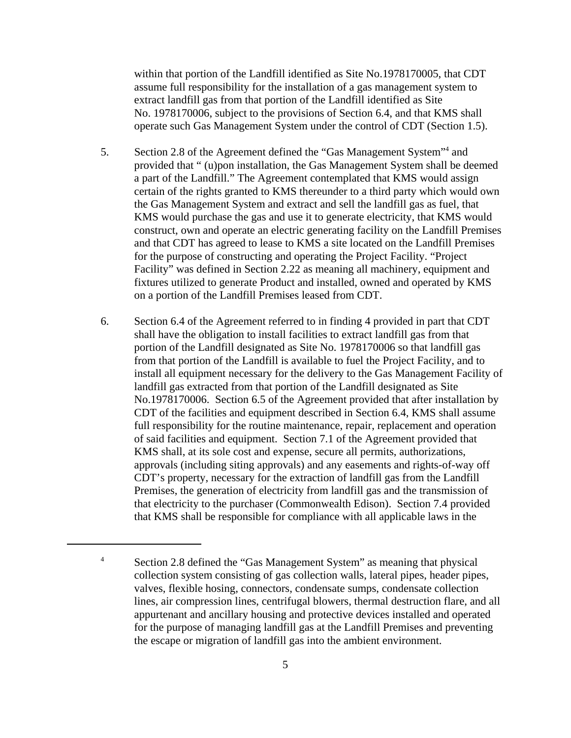within that portion of the Landfill identified as Site No.1978170005, that CDT assume full responsibility for the installation of a gas management system to extract landfill gas from that portion of the Landfill identified as Site No. 1978170006, subject to the provisions of Section 6.4, and that KMS shall operate such Gas Management System under the control of CDT (Section 1.5).

5. Section 2.8 of the Agreement defined the "Gas Management System"[4] and provided that " (u)pon installation, the Gas Management System shall be deemed a part of the Landfill." The Agreement contemplated that KMS would assign certain of the rights granted to KMS thereunder to a third party which would own the Gas Management System and extract and sell the landfill gas as fuel, that KMS would purchase the gas and use it to generate electricity, that KMS would construct, own and operate an electric generating facility on the Landfill Premises and that CDT has agreed to lease to KMS a site located on the Landfill Premises for the purpose of constructing and operating the Project Facility. "Project Facility" was defined in Section 2.22 as meaning all machinery, equipment and fixtures utilized to generate Product and installed, owned and operated by KMS on a portion of the Landfill Premises leased from CDT.

6. Section 6.4 of the Agreement referred to in finding 4 provided in part that CDT shall have the obligation to install facilities to extract landfill gas from that portion of the Landfill designated as Site No. 1978170006 so that landfill gas from that portion of the Landfill is available to fuel the Project Facility, and to install all equipment necessary for the delivery to the Gas Management Facility of landfill gas extracted from that portion of the Landfill designated as Site No.1978170006. Section 6.5 of the Agreement provided that after installation by CDT of the facilities and equipment described in Section 6.4, KMS shall assume full responsibility for the routine maintenance, repair, replacement and operation of said facilities and equipment. Section 7.1 of the Agreement provided that KMS shall, at its sole cost and expense, secure all permits, authorizations, approvals (including siting approvals) and any easements and rights-of-way off CDT's property, necessary for the extraction of landfill gas from the Landfill Premises, the generation of electricity from landfill gas and the transmission of that electricity to the purchaser (Commonwealth Edison). Section 7.4 provided that KMS shall be responsible for compliance with all applicable laws in the

---

[4] Section 2.8 defined the "Gas Management System" as meaning that physical collection system consisting of gas collection walls, lateral pipes, header pipes, valves, flexible hosing, connectors, condensate sumps, condensate collection lines, air compression lines, centrifugal blowers, thermal destruction flare, and all appurtenant and ancillary housing and protective devices installed and operated for the purpose of managing landfill gas at the Landfill Premises and preventing the escape or migration of landfill gas into the ambient environment.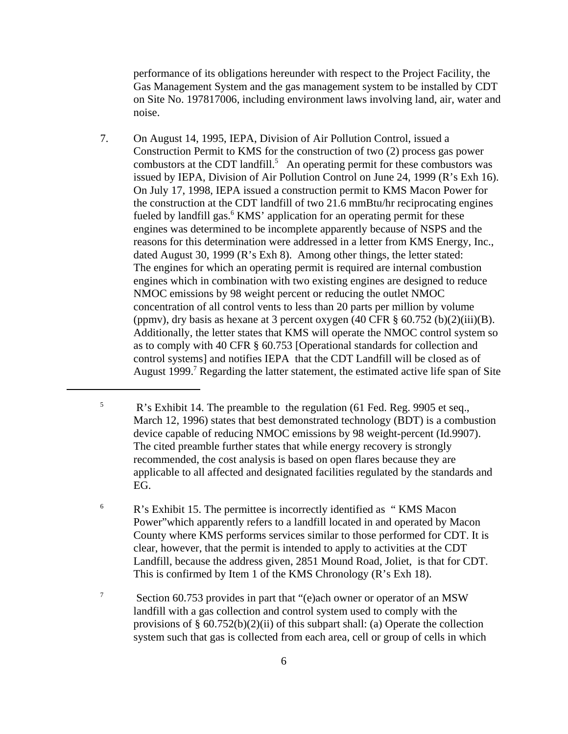performance of its obligations hereunder with respect to the Project Facility, the Gas Management System and the gas management system to be installed by CDT on Site No. 197817006, including environment laws involving land, air, water and noise.

7. On August 14, 1995, IEPA, Division of Air Pollution Control, issued a Construction Permit to KMS for the construction of two (2) process gas power combustors at the CDT landfill.[5] An operating permit for these combustors was issued by IEPA, Division of Air Pollution Control on June 24, 1999 (R's Exh 16). On July 17, 1998, IEPA issued a construction permit to KMS Macon Power for the construction at the CDT landfill of two 21.6 mmBtu/hr reciprocating engines fueled by landfill gas.[6] KMS' application for an operating permit for these engines was determined to be incomplete apparently because of NSPS and the reasons for this determination were addressed in a letter from KMS Energy, Inc., dated August 30, 1999 (R's Exh 8). Among other things, the letter stated: The engines for which an operating permit is required are internal combustion engines which in combination with two existing engines are designed to reduce NMOC emissions by 98 weight percent or reducing the outlet NMOC concentration of all control vents to less than 20 parts per million by volume (ppmv), dry basis as hexane at 3 percent oxygen (40 CFR § 60.752 (b)(2)(iii)(B). Additionally, the letter states that KMS will operate the NMOC control system so as to comply with 40 CFR § 60.753 [Operational standards for collection and control systems] and notifies IEPA that the CDT Landfill will be closed as of August 1999.[7] Regarding the latter statement, the estimated active life span of Site

---

[5] R's Exhibit 14. The preamble to the regulation (61 Fed. Reg. 9905 et seq., March 12, 1996) states that best demonstrated technology (BDT) is a combustion device capable of reducing NMOC emissions by 98 weight-percent (Id.9907). The cited preamble further states that while energy recovery is strongly recommended, the cost analysis is based on open flares because they are applicable to all affected and designated facilities regulated by the standards and EG.

[6] R's Exhibit 15. The permittee is incorrectly identified as " KMS Macon Power"which apparently refers to a landfill located in and operated by Macon County where KMS performs services similar to those performed for CDT. It is clear, however, that the permit is intended to apply to activities at the CDT Landfill, because the address given, 2851 Mound Road, Joliet, is that for CDT. This is confirmed by Item 1 of the KMS Chronology (R's Exh 18).

[7] Section 60.753 provides in part that "(e)ach owner or operator of an MSW landfill with a gas collection and control system used to comply with the provisions of § 60.752(b)(2)(ii) of this subpart shall: (a) Operate the collection system such that gas is collected from each area, cell or group of cells in which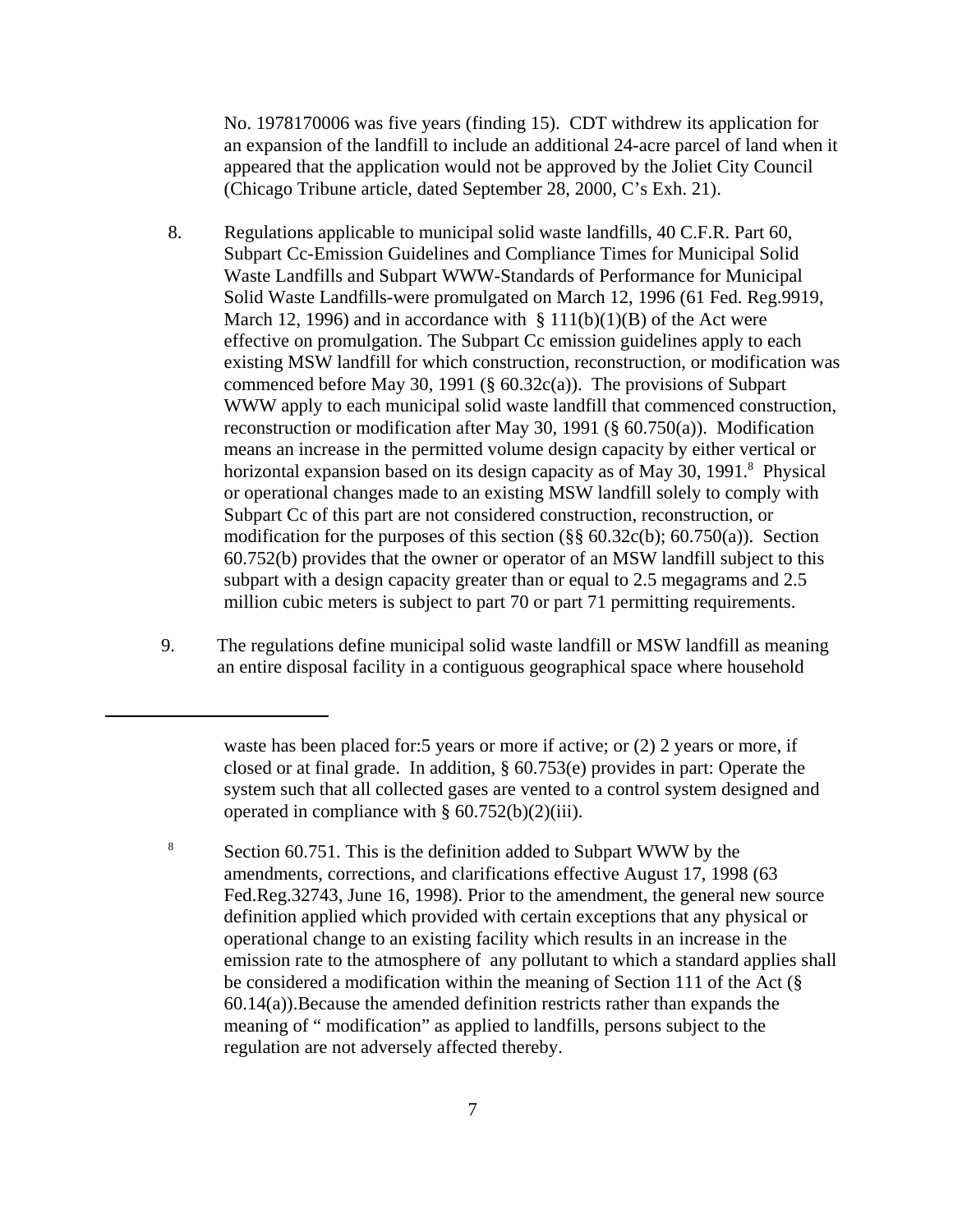No. 1978170006 was five years (finding 15). CDT withdrew its application for an expansion of the landfill to include an additional 24-acre parcel of land when it appeared that the application would not be approved by the Joliet City Council (Chicago Tribune article, dated September 28, 2000, C's Exh. 21).

8. Regulations applicable to municipal solid waste landfills, 40 C.F.R. Part 60, Subpart Cc-Emission Guidelines and Compliance Times for Municipal Solid Waste Landfills and Subpart WWW-Standards of Performance for Municipal Solid Waste Landfills-were promulgated on March 12, 1996 (61 Fed. Reg.9919, March 12, 1996) and in accordance with § 111(b)(1)(B) of the Act were effective on promulgation. The Subpart Cc emission guidelines apply to each existing MSW landfill for which construction, reconstruction, or modification was commenced before May 30, 1991 (§ 60.32c(a)). The provisions of Subpart WWW apply to each municipal solid waste landfill that commenced construction, reconstruction or modification after May 30, 1991 (§ 60.750(a)). Modification means an increase in the permitted volume design capacity by either vertical or horizontal expansion based on its design capacity as of May 30, 1991.[8] Physical or operational changes made to an existing MSW landfill solely to comply with Subpart Cc of this part are not considered construction, reconstruction, or modification for the purposes of this section (§§ 60.32c(b); 60.750(a)). Section 60.752(b) provides that the owner or operator of an MSW landfill subject to this subpart with a design capacity greater than or equal to 2.5 megagrams and 2.5 million cubic meters is subject to part 70 or part 71 permitting requirements.

9. The regulations define municipal solid waste landfill or MSW landfill as meaning an entire disposal facility in a contiguous geographical space where household

---

waste has been placed for:5 years or more if active; or (2) 2 years or more, if closed or at final grade. In addition, § 60.753(e) provides in part: Operate the system such that all collected gases are vented to a control system designed and operated in compliance with § 60.752(b)(2)(iii).

[8] Section 60.751. This is the definition added to Subpart WWW by the amendments, corrections, and clarifications effective August 17, 1998 (63 Fed.Reg.32743, June 16, 1998). Prior to the amendment, the general new source definition applied which provided with certain exceptions that any physical or operational change to an existing facility which results in an increase in the emission rate to the atmosphere of any pollutant to which a standard applies shall be considered a modification within the meaning of Section 111 of the Act (§ 60.14(a)).Because the amended definition restricts rather than expands the meaning of " modification" as applied to landfills, persons subject to the regulation are not adversely affected thereby.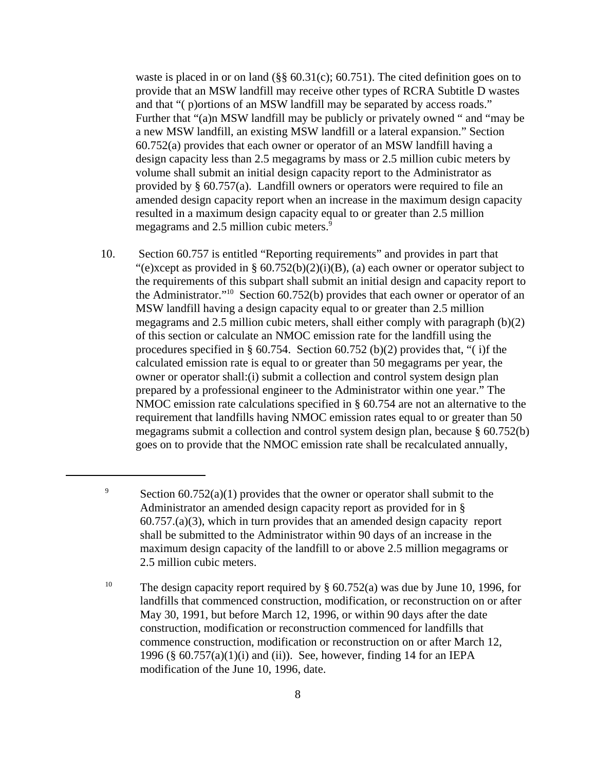waste is placed in or on land (§§ 60.31(c); 60.751). The cited definition goes on to provide that an MSW landfill may receive other types of RCRA Subtitle D wastes and that "( p)ortions of an MSW landfill may be separated by access roads." Further that "(a)n MSW landfill may be publicly or privately owned " and "may be a new MSW landfill, an existing MSW landfill or a lateral expansion." Section 60.752(a) provides that each owner or operator of an MSW landfill having a design capacity less than 2.5 megagrams by mass or 2.5 million cubic meters by volume shall submit an initial design capacity report to the Administrator as provided by § 60.757(a). Landfill owners or operators were required to file an amended design capacity report when an increase in the maximum design capacity resulted in a maximum design capacity equal to or greater than 2.5 million megagrams and 2.5 million cubic meters.[9]

10. Section 60.757 is entitled "Reporting requirements" and provides in part that "(e)xcept as provided in § 60.752(b)(2)(i)(B), (a) each owner or operator subject to the requirements of this subpart shall submit an initial design and capacity report to the Administrator."[10] Section 60.752(b) provides that each owner or operator of an MSW landfill having a design capacity equal to or greater than 2.5 million megagrams and 2.5 million cubic meters, shall either comply with paragraph (b)(2) of this section or calculate an NMOC emission rate for the landfill using the procedures specified in § 60.754. Section 60.752 (b)(2) provides that, "( i)f the calculated emission rate is equal to or greater than 50 megagrams per year, the owner or operator shall:(i) submit a collection and control system design plan prepared by a professional engineer to the Administrator within one year." The NMOC emission rate calculations specified in § 60.754 are not an alternative to the requirement that landfills having NMOC emission rates equal to or greater than 50 megagrams submit a collection and control system design plan, because § 60.752(b) goes on to provide that the NMOC emission rate shall be recalculated annually,

---

[9] Section 60.752(a)(1) provides that the owner or operator shall submit to the Administrator an amended design capacity report as provided for in § 60.757.(a)(3), which in turn provides that an amended design capacity report shall be submitted to the Administrator within 90 days of an increase in the maximum design capacity of the landfill to or above 2.5 million megagrams or 2.5 million cubic meters.

[10] The design capacity report required by § 60.752(a) was due by June 10, 1996, for landfills that commenced construction, modification, or reconstruction on or after May 30, 1991, but before March 12, 1996, or within 90 days after the date construction, modification or reconstruction commenced for landfills that commence construction, modification or reconstruction on or after March 12, 1996 (§ 60.757(a)(1)(i) and (ii)). See, however, finding 14 for an IEPA modification of the June 10, 1996, date.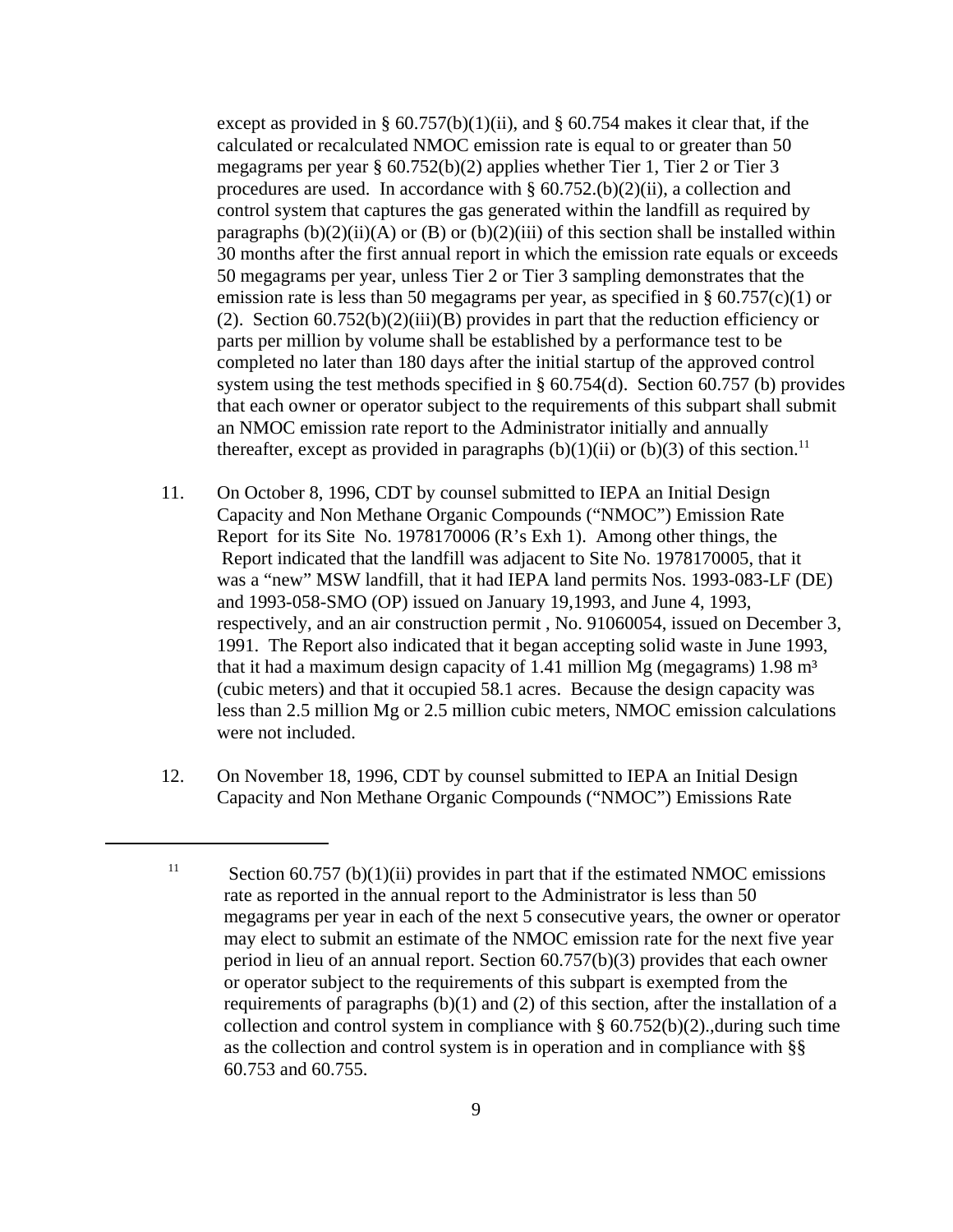except as provided in § 60.757(b)(1)(ii), and § 60.754 makes it clear that, if the calculated or recalculated NMOC emission rate is equal to or greater than 50 megagrams per year § 60.752(b)(2) applies whether Tier 1, Tier 2 or Tier 3 procedures are used. In accordance with § 60.752.(b)(2)(ii), a collection and control system that captures the gas generated within the landfill as required by paragraphs (b)(2)(ii)(A) or (B) or (b)(2)(iii) of this section shall be installed within 30 months after the first annual report in which the emission rate equals or exceeds 50 megagrams per year, unless Tier 2 or Tier 3 sampling demonstrates that the emission rate is less than 50 megagrams per year, as specified in § 60.757(c)(1) or (2). Section 60.752(b)(2)(iii)(B) provides in part that the reduction efficiency or parts per million by volume shall be established by a performance test to be completed no later than 180 days after the initial startup of the approved control system using the test methods specified in § 60.754(d). Section 60.757 (b) provides that each owner or operator subject to the requirements of this subpart shall submit an NMOC emission rate report to the Administrator initially and annually thereafter, except as provided in paragraphs (b)(1)(ii) or (b)(3) of this section.[11]

11. On October 8, 1996, CDT by counsel submitted to IEPA an Initial Design Capacity and Non Methane Organic Compounds ("NMOC") Emission Rate Report for its Site No. 1978170006 (R's Exh 1). Among other things, the Report indicated that the landfill was adjacent to Site No. 1978170005, that it was a "new" MSW landfill, that it had IEPA land permits Nos. 1993-083-LF (DE) and 1993-058-SMO (OP) issued on January 19,1993, and June 4, 1993, respectively, and an air construction permit , No. 91060054, issued on December 3, 1991. The Report also indicated that it began accepting solid waste in June 1993, that it had a maximum design capacity of 1.41 million Mg (megagrams) 1.98 $m^3$ (cubic meters) and that it occupied 58.1 acres. Because the design capacity was less than 2.5 million Mg or 2.5 million cubic meters, NMOC emission calculations were not included.

12. On November 18, 1996, CDT by counsel submitted to IEPA an Initial Design Capacity and Non Methane Organic Compounds ("NMOC") Emissions Rate

---

[11] Section 60.757 (b)(1)(ii) provides in part that if the estimated NMOC emissions rate as reported in the annual report to the Administrator is less than 50 megagrams per year in each of the next 5 consecutive years, the owner or operator may elect to submit an estimate of the NMOC emission rate for the next five year period in lieu of an annual report. Section 60.757(b)(3) provides that each owner or operator subject to the requirements of this subpart is exempted from the requirements of paragraphs (b)(1) and (2) of this section, after the installation of a collection and control system in compliance with § 60.752(b)(2).,during such time as the collection and control system is in operation and in compliance with §§ 60.753 and 60.755.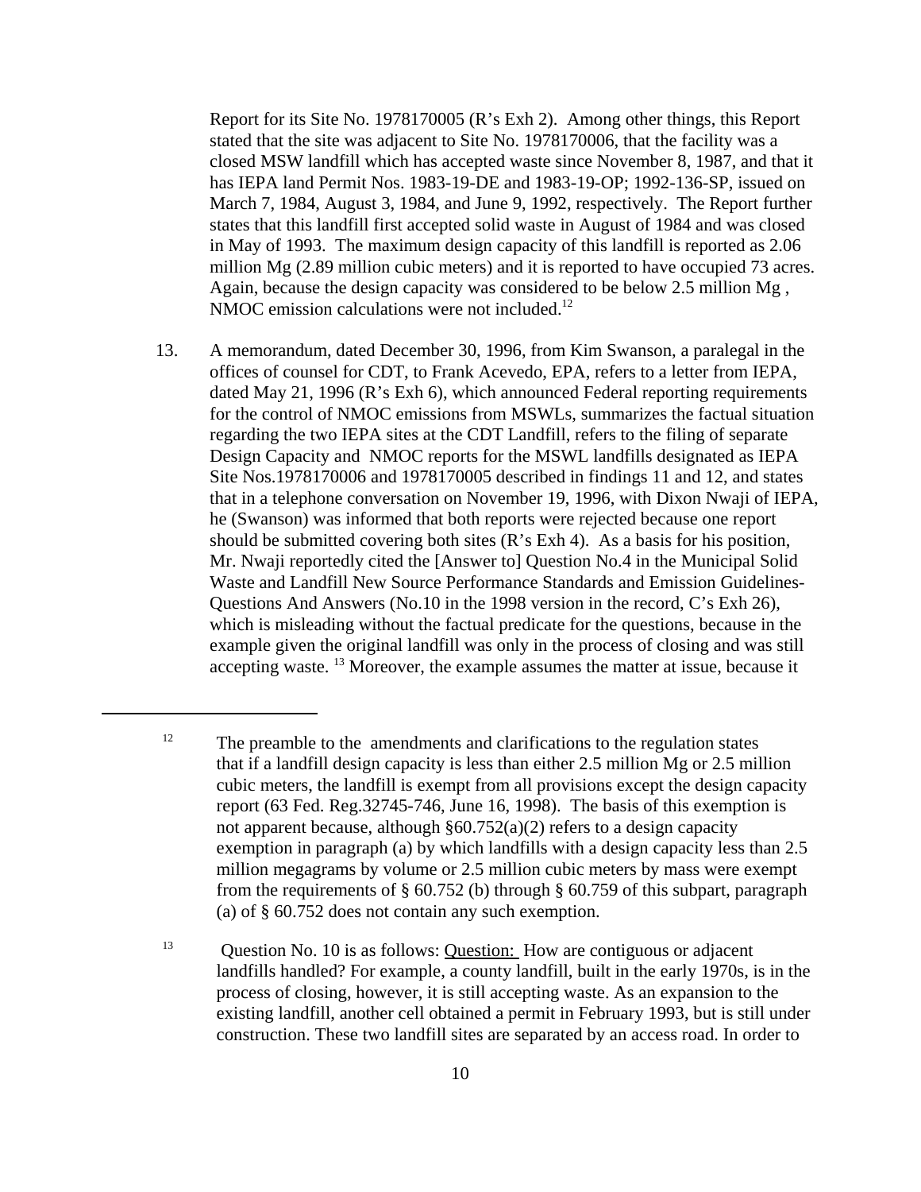Report for its Site No. 1978170005 (R's Exh 2). Among other things, this Report stated that the site was adjacent to Site No. 1978170006, that the facility was a closed MSW landfill which has accepted waste since November 8, 1987, and that it has IEPA land Permit Nos. 1983-19-DE and 1983-19-OP; 1992-136-SP, issued on March 7, 1984, August 3, 1984, and June 9, 1992, respectively. The Report further states that this landfill first accepted solid waste in August of 1984 and was closed in May of 1993. The maximum design capacity of this landfill is reported as 2.06 million Mg (2.89 million cubic meters) and it is reported to have occupied 73 acres. Again, because the design capacity was considered to be below 2.5 million Mg , NMOC emission calculations were not included.[12]

13. A memorandum, dated December 30, 1996, from Kim Swanson, a paralegal in the offices of counsel for CDT, to Frank Acevedo, EPA, refers to a letter from IEPA, dated May 21, 1996 (R's Exh 6), which announced Federal reporting requirements for the control of NMOC emissions from MSWLs, summarizes the factual situation regarding the two IEPA sites at the CDT Landfill, refers to the filing of separate Design Capacity and NMOC reports for the MSWL landfills designated as IEPA Site Nos.1978170006 and 1978170005 described in findings 11 and 12, and states that in a telephone conversation on November 19, 1996, with Dixon Nwaji of IEPA, he (Swanson) was informed that both reports were rejected because one report should be submitted covering both sites (R's Exh 4). As a basis for his position, Mr. Nwaji reportedly cited the [Answer to] Question No.4 in the Municipal Solid Waste and Landfill New Source Performance Standards and Emission Guidelines-Questions And Answers (No.10 in the 1998 version in the record, C's Exh 26), which is misleading without the factual predicate for the questions, because in the example given the original landfill was only in the process of closing and was still accepting waste. [13] Moreover, the example assumes the matter at issue, because it

---

[12] The preamble to the amendments and clarifications to the regulation states that if a landfill design capacity is less than either 2.5 million Mg or 2.5 million cubic meters, the landfill is exempt from all provisions except the design capacity report (63 Fed. Reg.32745-746, June 16, 1998). The basis of this exemption is not apparent because, although §60.752(a)(2) refers to a design capacity exemption in paragraph (a) by which landfills with a design capacity less than 2.5 million megagrams by volume or 2.5 million cubic meters by mass were exempt from the requirements of § 60.752 (b) through § 60.759 of this subpart, paragraph (a) of § 60.752 does not contain any such exemption.

[13] Question No. 10 is as follows: Question: How are contiguous or adjacent landfills handled? For example, a county landfill, built in the early 1970s, is in the process of closing, however, it is still accepting waste. As an expansion to the existing landfill, another cell obtained a permit in February 1993, but is still under construction. These two landfill sites are separated by an access road. In order to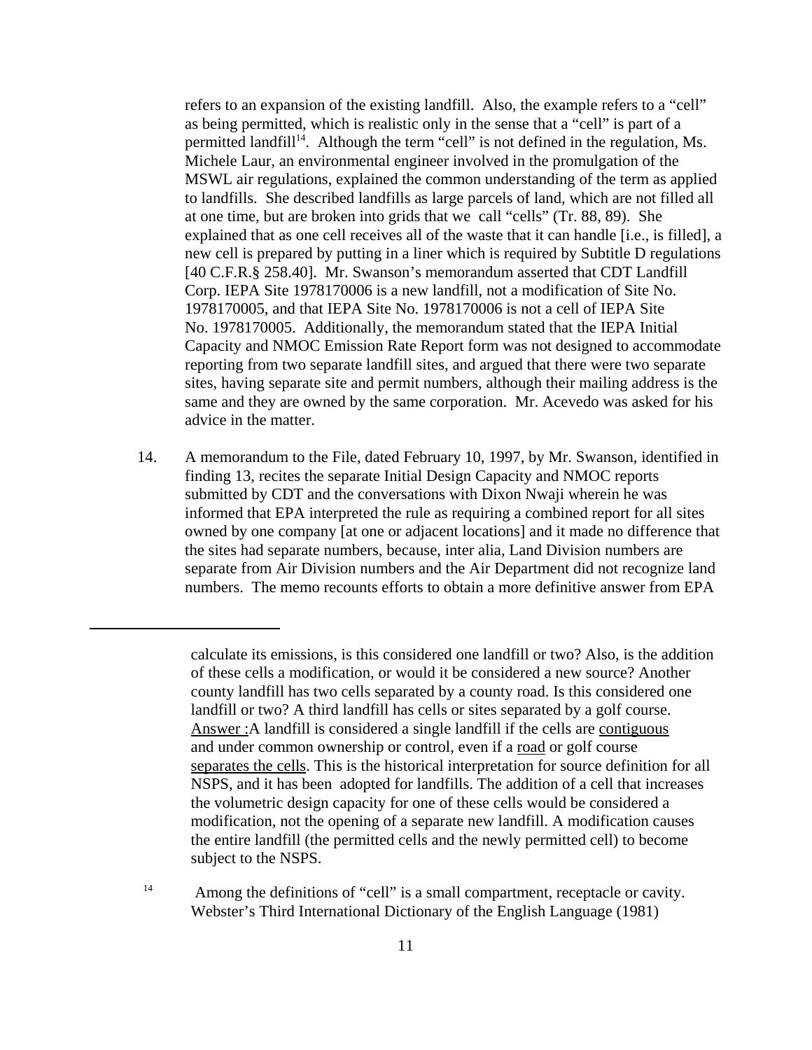refers to an expansion of the existing landfill. Also, the example refers to a "cell" as being permitted, which is realistic only in the sense that a "cell" is part of a permitted landfill[14]. Although the term "cell" is not defined in the regulation, Ms. Michele Laur, an environmental engineer involved in the promulgation of the MSWL air regulations, explained the common understanding of the term as applied to landfills. She described landfills as large parcels of land, which are not filled all at one time, but are broken into grids that we call "cells" (Tr. 88, 89). She explained that as one cell receives all of the waste that it can handle [i.e., is filled], a new cell is prepared by putting in a liner which is required by Subtitle D regulations [40 C.F.R.§ 258.40]. Mr. Swanson's memorandum asserted that CDT Landfill Corp. IEPA Site 1978170006 is a new landfill, not a modification of Site No. 1978170005, and that IEPA Site No. 1978170006 is not a cell of IEPA Site No. 1978170005. Additionally, the memorandum stated that the IEPA Initial Capacity and NMOC Emission Rate Report form was not designed to accommodate reporting from two separate landfill sites, and argued that there were two separate sites, having separate site and permit numbers, although their mailing address is the same and they are owned by the same corporation. Mr. Acevedo was asked for his advice in the matter.

14. A memorandum to the File, dated February 10, 1997, by Mr. Swanson, identified in finding 13, recites the separate Initial Design Capacity and NMOC reports submitted by CDT and the conversations with Dixon Nwaji wherein he was informed that EPA interpreted the rule as requiring a combined report for all sites owned by one company [at one or adjacent locations] and it made no difference that the sites had separate numbers, because, inter alia, Land Division numbers are separate from Air Division numbers and the Air Department did not recognize land numbers. The memo recounts efforts to obtain a more definitive answer from EPA

---

calculate its emissions, is this considered one landfill or two? Also, is the addition of these cells a modification, or would it be considered a new source? Another county landfill has two cells separated by a county road. Is this considered one landfill or two? A third landfill has cells or sites separated by a golf course. <u>Answer :</u>A landfill is considered a single landfill if the cells are <u>contiguous</u> and under common ownership or control, even if a <u>road</u> or golf course <u>separates the cells</u>. This is the historical interpretation for source definition for all NSPS, and it has been adopted for landfills. The addition of a cell that increases the volumetric design capacity for one of these cells would be considered a modification, not the opening of a separate new landfill. A modification causes the entire landfill (the permitted cells and the newly permitted cell) to become subject to the NSPS.

[14] Among the definitions of "cell" is a small compartment, receptacle or cavity. Webster's Third International Dictionary of the English Language (1981)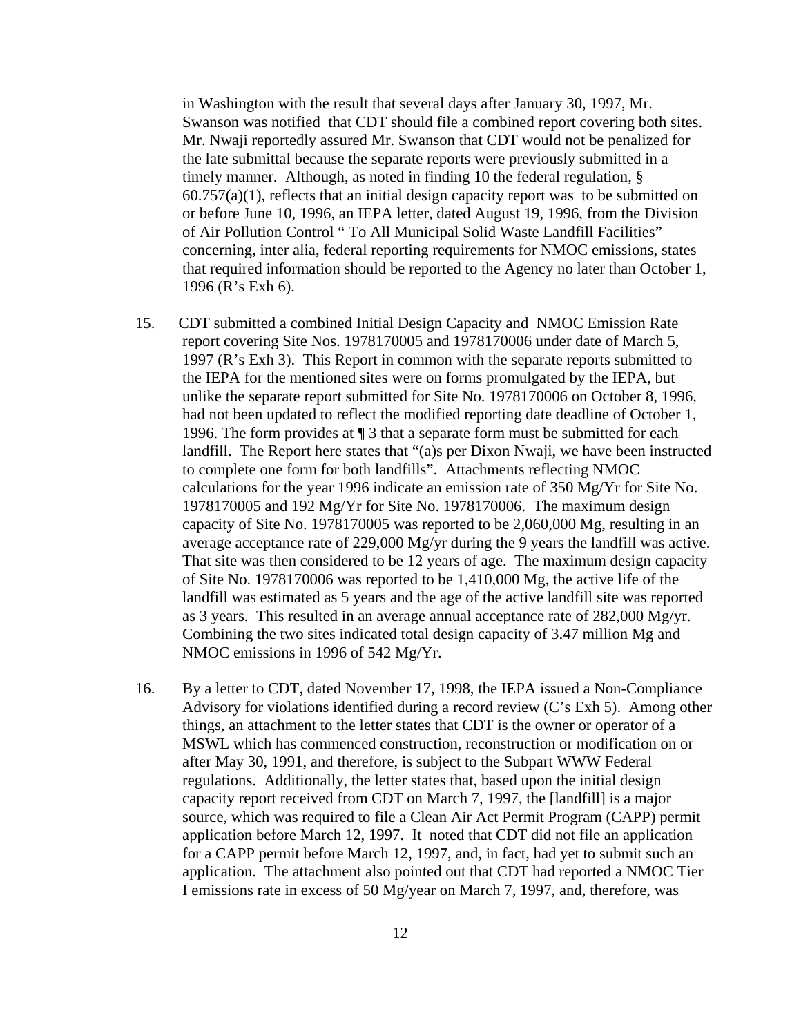in Washington with the result that several days after January 30, 1997, Mr. Swanson was notified that CDT should file a combined report covering both sites. Mr. Nwaji reportedly assured Mr. Swanson that CDT would not be penalized for the late submittal because the separate reports were previously submitted in a timely manner. Although, as noted in finding 10 the federal regulation, § 60.757(a)(1), reflects that an initial design capacity report was to be submitted on or before June 10, 1996, an IEPA letter, dated August 19, 1996, from the Division of Air Pollution Control " To All Municipal Solid Waste Landfill Facilities" concerning, inter alia, federal reporting requirements for NMOC emissions, states that required information should be reported to the Agency no later than October 1, 1996 (R's Exh 6).

15. CDT submitted a combined Initial Design Capacity and NMOC Emission Rate report covering Site Nos. 1978170005 and 1978170006 under date of March 5, 1997 (R's Exh 3). This Report in common with the separate reports submitted to the IEPA for the mentioned sites were on forms promulgated by the IEPA, but unlike the separate report submitted for Site No. 1978170006 on October 8, 1996, had not been updated to reflect the modified reporting date deadline of October 1, 1996. The form provides at ¶ 3 that a separate form must be submitted for each landfill. The Report here states that "(a)s per Dixon Nwaji, we have been instructed to complete one form for both landfills". Attachments reflecting NMOC calculations for the year 1996 indicate an emission rate of 350 Mg/Yr for Site No. 1978170005 and 192 Mg/Yr for Site No. 1978170006. The maximum design capacity of Site No. 1978170005 was reported to be 2,060,000 Mg, resulting in an average acceptance rate of 229,000 Mg/yr during the 9 years the landfill was active. That site was then considered to be 12 years of age. The maximum design capacity of Site No. 1978170006 was reported to be 1,410,000 Mg, the active life of the landfill was estimated as 5 years and the age of the active landfill site was reported as 3 years. This resulted in an average annual acceptance rate of 282,000 Mg/yr. Combining the two sites indicated total design capacity of 3.47 million Mg and NMOC emissions in 1996 of 542 Mg/Yr.

16. By a letter to CDT, dated November 17, 1998, the IEPA issued a Non-Compliance Advisory for violations identified during a record review (C's Exh 5). Among other things, an attachment to the letter states that CDT is the owner or operator of a MSWL which has commenced construction, reconstruction or modification on or after May 30, 1991, and therefore, is subject to the Subpart WWW Federal regulations. Additionally, the letter states that, based upon the initial design capacity report received from CDT on March 7, 1997, the [landfill] is a major source, which was required to file a Clean Air Act Permit Program (CAPP) permit application before March 12, 1997. It noted that CDT did not file an application for a CAPP permit before March 12, 1997, and, in fact, had yet to submit such an application. The attachment also pointed out that CDT had reported a NMOC Tier I emissions rate in excess of 50 Mg/year on March 7, 1997, and, therefore, was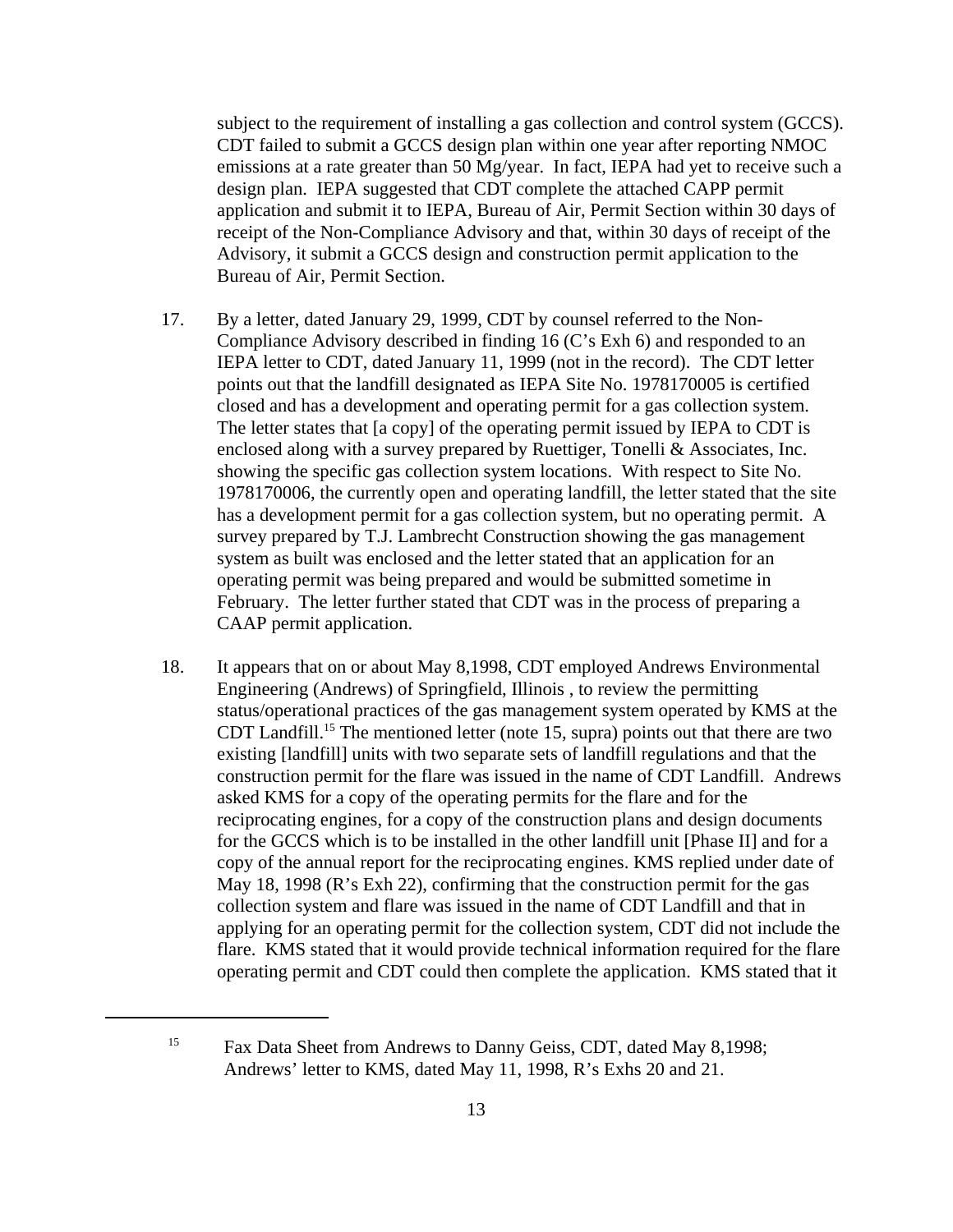subject to the requirement of installing a gas collection and control system (GCCS). CDT failed to submit a GCCS design plan within one year after reporting NMOC emissions at a rate greater than 50 Mg/year. In fact, IEPA had yet to receive such a design plan. IEPA suggested that CDT complete the attached CAPP permit application and submit it to IEPA, Bureau of Air, Permit Section within 30 days of receipt of the Non-Compliance Advisory and that, within 30 days of receipt of the Advisory, it submit a GCCS design and construction permit application to the Bureau of Air, Permit Section.

17. By a letter, dated January 29, 1999, CDT by counsel referred to the Non-Compliance Advisory described in finding 16 (C's Exh 6) and responded to an IEPA letter to CDT, dated January 11, 1999 (not in the record). The CDT letter points out that the landfill designated as IEPA Site No. 1978170005 is certified closed and has a development and operating permit for a gas collection system. The letter states that [a copy] of the operating permit issued by IEPA to CDT is enclosed along with a survey prepared by Ruettiger, Tonelli & Associates, Inc. showing the specific gas collection system locations. With respect to Site No. 1978170006, the currently open and operating landfill, the letter stated that the site has a development permit for a gas collection system, but no operating permit. A survey prepared by T.J. Lambrecht Construction showing the gas management system as built was enclosed and the letter stated that an application for an operating permit was being prepared and would be submitted sometime in February. The letter further stated that CDT was in the process of preparing a CAAP permit application.

18. It appears that on or about May 8,1998, CDT employed Andrews Environmental Engineering (Andrews) of Springfield, Illinois , to review the permitting status/operational practices of the gas management system operated by KMS at the CDT Landfill.[15] The mentioned letter (note 15, supra) points out that there are two existing [landfill] units with two separate sets of landfill regulations and that the construction permit for the flare was issued in the name of CDT Landfill. Andrews asked KMS for a copy of the operating permits for the flare and for the reciprocating engines, for a copy of the construction plans and design documents for the GCCS which is to be installed in the other landfill unit [Phase II] and for a copy of the annual report for the reciprocating engines. KMS replied under date of May 18, 1998 (R's Exh 22), confirming that the construction permit for the gas collection system and flare was issued in the name of CDT Landfill and that in applying for an operating permit for the collection system, CDT did not include the flare. KMS stated that it would provide technical information required for the flare operating permit and CDT could then complete the application. KMS stated that it

[15] Fax Data Sheet from Andrews to Danny Geiss, CDT, dated May 8,1998; Andrews' letter to KMS, dated May 11, 1998, R's Exhs 20 and 21.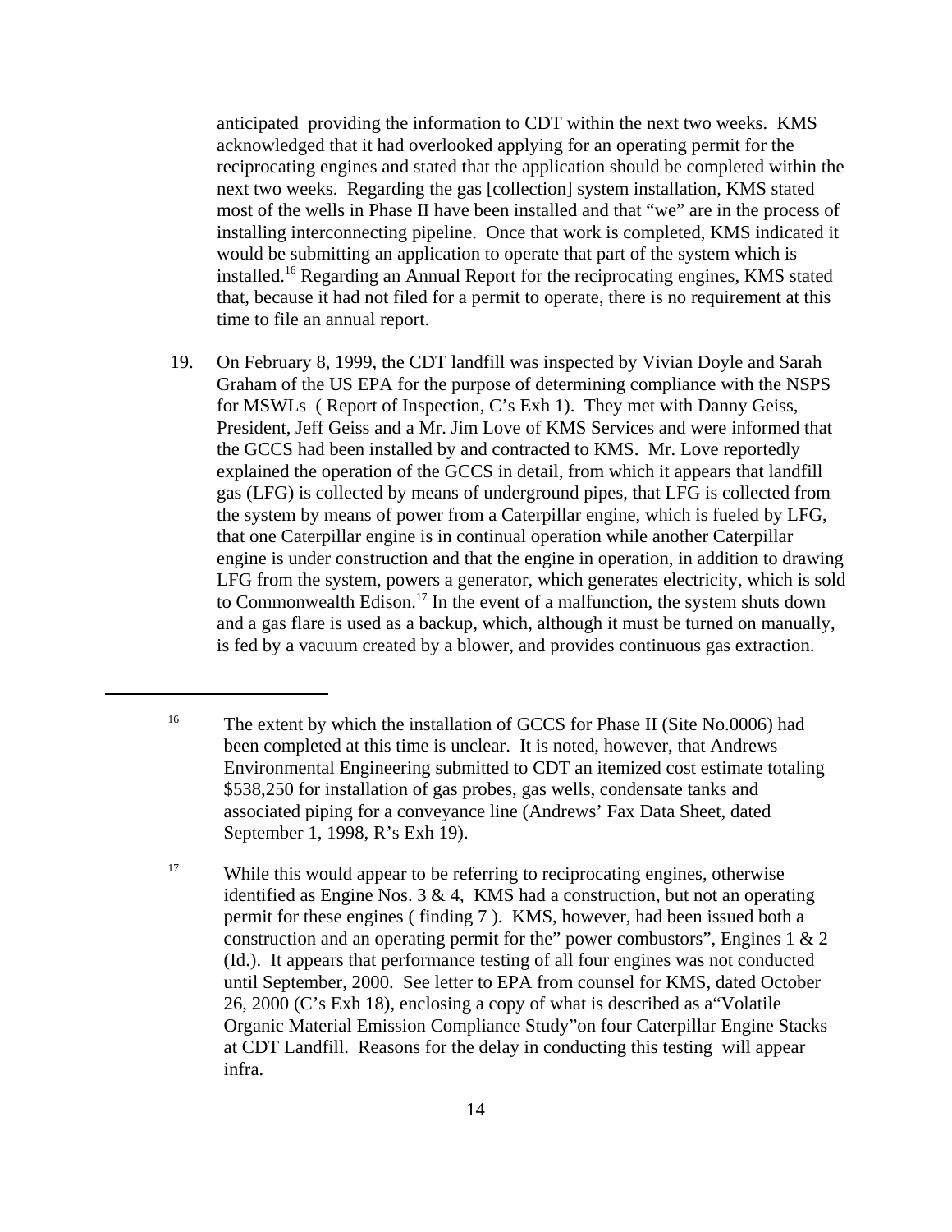anticipated providing the information to CDT within the next two weeks. KMS acknowledged that it had overlooked applying for an operating permit for the reciprocating engines and stated that the application should be completed within the next two weeks. Regarding the gas [collection] system installation, KMS stated most of the wells in Phase II have been installed and that "we" are in the process of installing interconnecting pipeline. Once that work is completed, KMS indicated it would be submitting an application to operate that part of the system which is installed.[16] Regarding an Annual Report for the reciprocating engines, KMS stated that, because it had not filed for a permit to operate, there is no requirement at this time to file an annual report.

19. On February 8, 1999, the CDT landfill was inspected by Vivian Doyle and Sarah Graham of the US EPA for the purpose of determining compliance with the NSPS for MSWLs ( Report of Inspection, C's Exh 1). They met with Danny Geiss, President, Jeff Geiss and a Mr. Jim Love of KMS Services and were informed that the GCCS had been installed by and contracted to KMS. Mr. Love reportedly explained the operation of the GCCS in detail, from which it appears that landfill gas (LFG) is collected by means of underground pipes, that LFG is collected from the system by means of power from a Caterpillar engine, which is fueled by LFG, that one Caterpillar engine is in continual operation while another Caterpillar engine is under construction and that the engine in operation, in addition to drawing LFG from the system, powers a generator, which generates electricity, which is sold to Commonwealth Edison.[17] In the event of a malfunction, the system shuts down and a gas flare is used as a backup, which, although it must be turned on manually, is fed by a vacuum created by a blower, and provides continuous gas extraction.

---

[16] The extent by which the installation of GCCS for Phase II (Site No.0006) had been completed at this time is unclear. It is noted, however, that Andrews Environmental Engineering submitted to CDT an itemized cost estimate totaling \$538,250 for installation of gas probes, gas wells, condensate tanks and associated piping for a conveyance line (Andrews' Fax Data Sheet, dated September 1, 1998, R's Exh 19).

[17] While this would appear to be referring to reciprocating engines, otherwise identified as Engine Nos. 3 & 4, KMS had a construction, but not an operating permit for these engines ( finding 7 ). KMS, however, had been issued both a construction and an operating permit for the" power combustors", Engines 1 & 2 (Id.). It appears that performance testing of all four engines was not conducted until September, 2000. See letter to EPA from counsel for KMS, dated October 26, 2000 (C's Exh 18), enclosing a copy of what is described as a"Volatile Organic Material Emission Compliance Study"on four Caterpillar Engine Stacks at CDT Landfill. Reasons for the delay in conducting this testing will appear infra.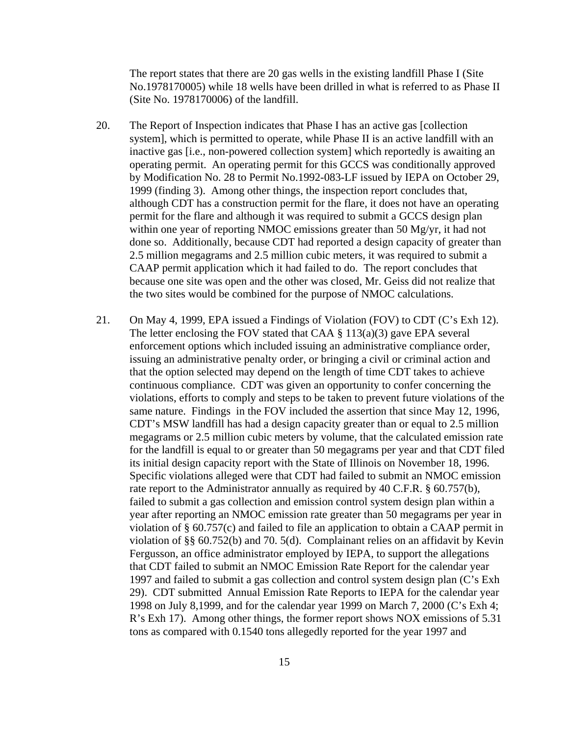The report states that there are 20 gas wells in the existing landfill Phase I (Site No.1978170005) while 18 wells have been drilled in what is referred to as Phase II (Site No. 1978170006) of the landfill.

20. The Report of Inspection indicates that Phase I has an active gas [collection system], which is permitted to operate, while Phase II is an active landfill with an inactive gas [i.e., non-powered collection system] which reportedly is awaiting an operating permit. An operating permit for this GCCS was conditionally approved by Modification No. 28 to Permit No.1992-083-LF issued by IEPA on October 29, 1999 (finding 3). Among other things, the inspection report concludes that, although CDT has a construction permit for the flare, it does not have an operating permit for the flare and although it was required to submit a GCCS design plan within one year of reporting NMOC emissions greater than 50 Mg/yr, it had not done so. Additionally, because CDT had reported a design capacity of greater than 2.5 million megagrams and 2.5 million cubic meters, it was required to submit a CAAP permit application which it had failed to do. The report concludes that because one site was open and the other was closed, Mr. Geiss did not realize that the two sites would be combined for the purpose of NMOC calculations.

21. On May 4, 1999, EPA issued a Findings of Violation (FOV) to CDT (C's Exh 12). The letter enclosing the FOV stated that CAA § 113(a)(3) gave EPA several enforcement options which included issuing an administrative compliance order, issuing an administrative penalty order, or bringing a civil or criminal action and that the option selected may depend on the length of time CDT takes to achieve continuous compliance. CDT was given an opportunity to confer concerning the violations, efforts to comply and steps to be taken to prevent future violations of the same nature. Findings in the FOV included the assertion that since May 12, 1996, CDT's MSW landfill has had a design capacity greater than or equal to 2.5 million megagrams or 2.5 million cubic meters by volume, that the calculated emission rate for the landfill is equal to or greater than 50 megagrams per year and that CDT filed its initial design capacity report with the State of Illinois on November 18, 1996. Specific violations alleged were that CDT had failed to submit an NMOC emission rate report to the Administrator annually as required by 40 C.F.R. § 60.757(b), failed to submit a gas collection and emission control system design plan within a year after reporting an NMOC emission rate greater than 50 megagrams per year in violation of § 60.757(c) and failed to file an application to obtain a CAAP permit in violation of §§ 60.752(b) and 70. 5(d). Complainant relies on an affidavit by Kevin Fergusson, an office administrator employed by IEPA, to support the allegations that CDT failed to submit an NMOC Emission Rate Report for the calendar year 1997 and failed to submit a gas collection and control system design plan (C's Exh 29). CDT submitted Annual Emission Rate Reports to IEPA for the calendar year 1998 on July 8,1999, and for the calendar year 1999 on March 7, 2000 (C's Exh 4; R's Exh 17). Among other things, the former report shows NOX emissions of 5.31 tons as compared with 0.1540 tons allegedly reported for the year 1997 and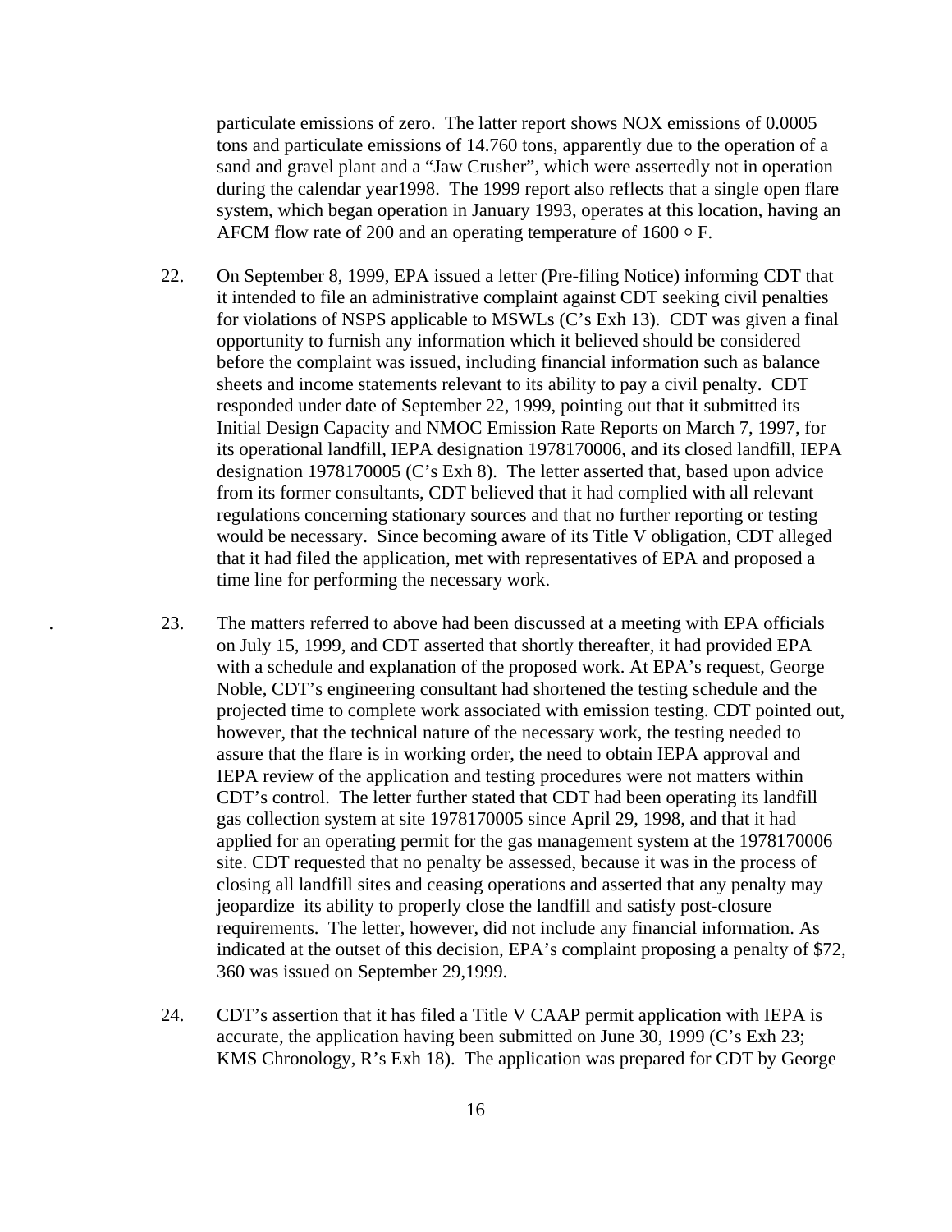particulate emissions of zero. The latter report shows NOX emissions of 0.0005 tons and particulate emissions of 14.760 tons, apparently due to the operation of a sand and gravel plant and a "Jaw Crusher", which were assertedly not in operation during the calendar year1998. The 1999 report also reflects that a single open flare system, which began operation in January 1993, operates at this location, having an AFCM flow rate of 200 and an operating temperature of 1600 ◦ F.

22. On September 8, 1999, EPA issued a letter (Pre-filing Notice) informing CDT that it intended to file an administrative complaint against CDT seeking civil penalties for violations of NSPS applicable to MSWLs (C's Exh 13). CDT was given a final opportunity to furnish any information which it believed should be considered before the complaint was issued, including financial information such as balance sheets and income statements relevant to its ability to pay a civil penalty. CDT responded under date of September 22, 1999, pointing out that it submitted its Initial Design Capacity and NMOC Emission Rate Reports on March 7, 1997, for its operational landfill, IEPA designation 1978170006, and its closed landfill, IEPA designation 1978170005 (C's Exh 8). The letter asserted that, based upon advice from its former consultants, CDT believed that it had complied with all relevant regulations concerning stationary sources and that no further reporting or testing would be necessary. Since becoming aware of its Title V obligation, CDT alleged that it had filed the application, met with representatives of EPA and proposed a time line for performing the necessary work.

23. The matters referred to above had been discussed at a meeting with EPA officials on July 15, 1999, and CDT asserted that shortly thereafter, it had provided EPA with a schedule and explanation of the proposed work. At EPA's request, George Noble, CDT's engineering consultant had shortened the testing schedule and the projected time to complete work associated with emission testing. CDT pointed out, however, that the technical nature of the necessary work, the testing needed to assure that the flare is in working order, the need to obtain IEPA approval and IEPA review of the application and testing procedures were not matters within CDT's control. The letter further stated that CDT had been operating its landfill gas collection system at site 1978170005 since April 29, 1998, and that it had applied for an operating permit for the gas management system at the 1978170006 site. CDT requested that no penalty be assessed, because it was in the process of closing all landfill sites and ceasing operations and asserted that any penalty may jeopardize its ability to properly close the landfill and satisfy post-closure requirements. The letter, however, did not include any financial information. As indicated at the outset of this decision, EPA's complaint proposing a penalty of $72, 360 was issued on September 29,1999.

24. CDT's assertion that it has filed a Title V CAAP permit application with IEPA is accurate, the application having been submitted on June 30, 1999 (C's Exh 23; KMS Chronology, R's Exh 18). The application was prepared for CDT by George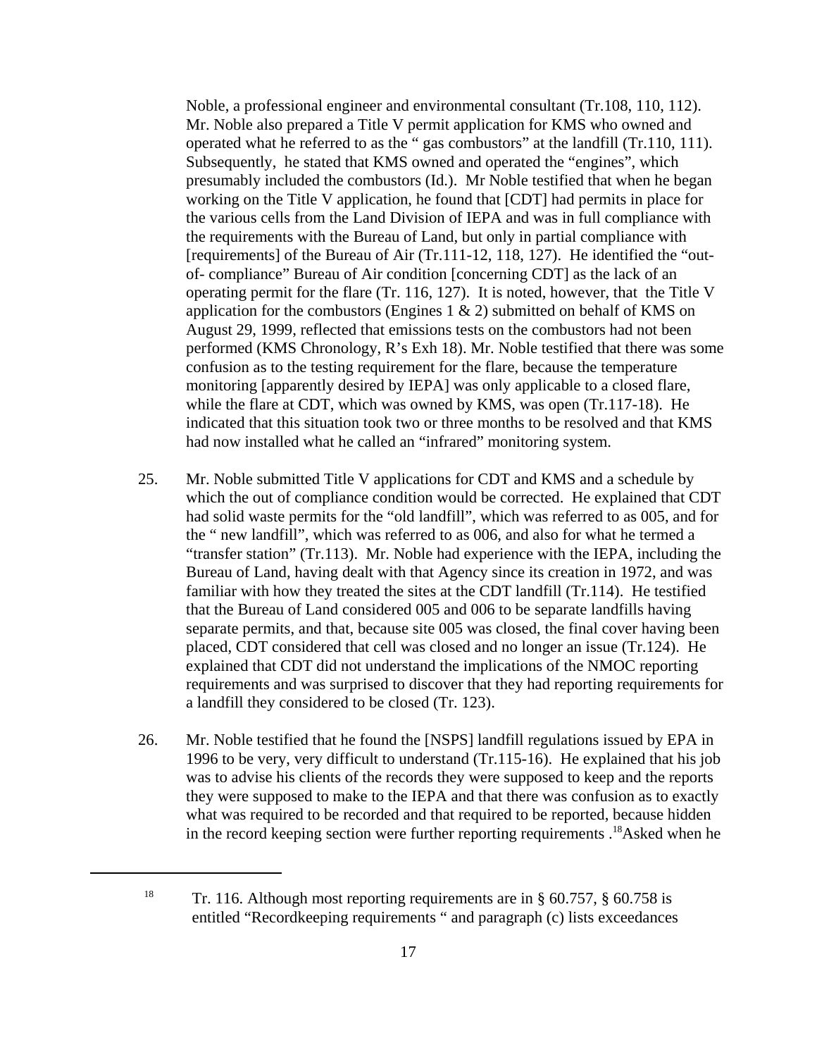Noble, a professional engineer and environmental consultant (Tr.108, 110, 112). Mr. Noble also prepared a Title V permit application for KMS who owned and operated what he referred to as the " gas combustors" at the landfill (Tr.110, 111). Subsequently, he stated that KMS owned and operated the "engines", which presumably included the combustors (Id.). Mr Noble testified that when he began working on the Title V application, he found that [CDT] had permits in place for the various cells from the Land Division of IEPA and was in full compliance with the requirements with the Bureau of Land, but only in partial compliance with [requirements] of the Bureau of Air (Tr.111-12, 118, 127). He identified the "out-of- compliance" Bureau of Air condition [concerning CDT] as the lack of an operating permit for the flare (Tr. 116, 127). It is noted, however, that the Title V application for the combustors (Engines 1 & 2) submitted on behalf of KMS on August 29, 1999, reflected that emissions tests on the combustors had not been performed (KMS Chronology, R's Exh 18). Mr. Noble testified that there was some confusion as to the testing requirement for the flare, because the temperature monitoring [apparently desired by IEPA] was only applicable to a closed flare, while the flare at CDT, which was owned by KMS, was open (Tr.117-18). He indicated that this situation took two or three months to be resolved and that KMS had now installed what he called an "infrared" monitoring system.

25. Mr. Noble submitted Title V applications for CDT and KMS and a schedule by which the out of compliance condition would be corrected. He explained that CDT had solid waste permits for the "old landfill", which was referred to as 005, and for the " new landfill", which was referred to as 006, and also for what he termed a "transfer station" (Tr.113). Mr. Noble had experience with the IEPA, including the Bureau of Land, having dealt with that Agency since its creation in 1972, and was familiar with how they treated the sites at the CDT landfill (Tr.114). He testified that the Bureau of Land considered 005 and 006 to be separate landfills having separate permits, and that, because site 005 was closed, the final cover having been placed, CDT considered that cell was closed and no longer an issue (Tr.124). He explained that CDT did not understand the implications of the NMOC reporting requirements and was surprised to discover that they had reporting requirements for a landfill they considered to be closed (Tr. 123).

26. Mr. Noble testified that he found the [NSPS] landfill regulations issued by EPA in 1996 to be very, very difficult to understand (Tr.115-16). He explained that his job was to advise his clients of the records they were supposed to keep and the reports they were supposed to make to the IEPA and that there was confusion as to exactly what was required to be recorded and that required to be reported, because hidden in the record keeping section were further reporting requirements .[18] Asked when he

---

[18] Tr. 116. Although most reporting requirements are in § 60.757, § 60.758 is entitled "Recordkeeping requirements " and paragraph (c) lists exceedances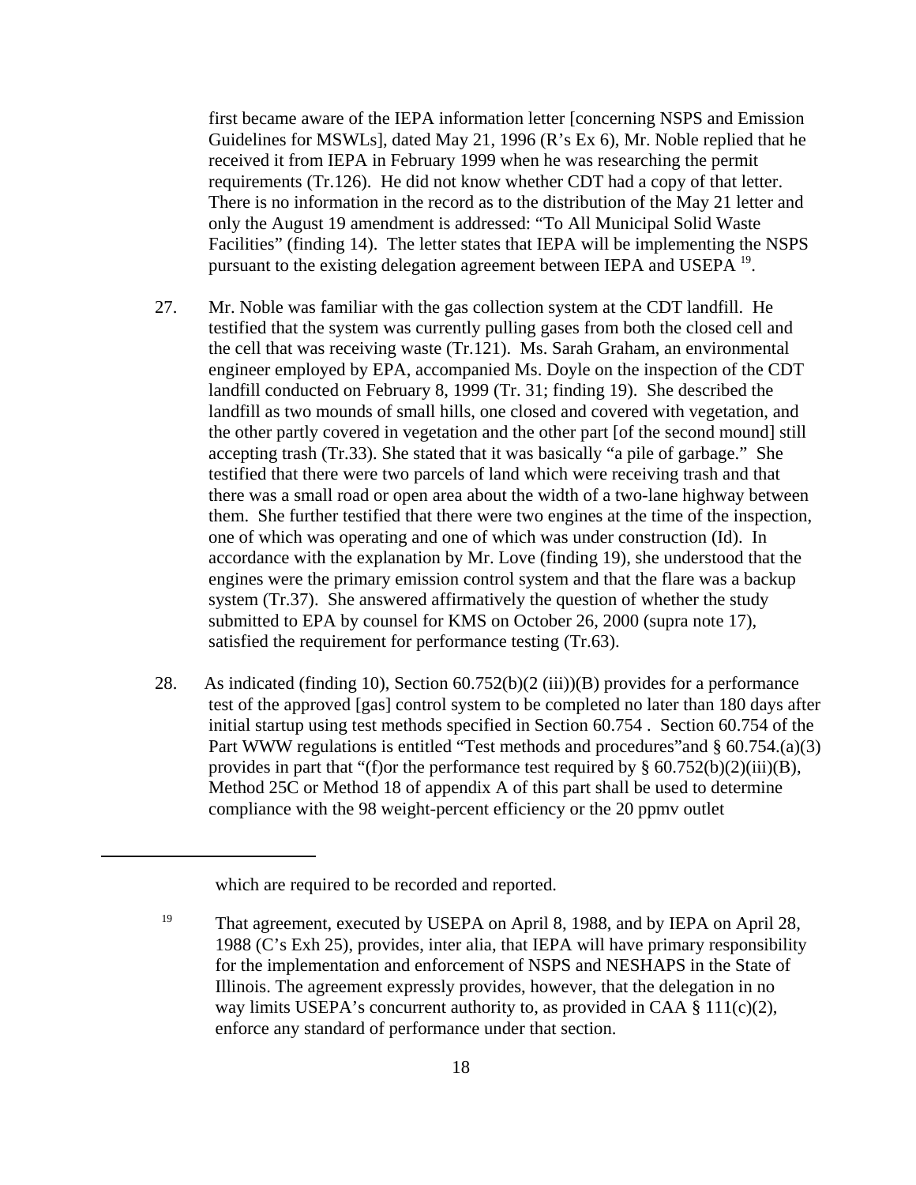first became aware of the IEPA information letter [concerning NSPS and Emission Guidelines for MSWLs], dated May 21, 1996 (R's Ex 6), Mr. Noble replied that he received it from IEPA in February 1999 when he was researching the permit requirements (Tr.126). He did not know whether CDT had a copy of that letter. There is no information in the record as to the distribution of the May 21 letter and only the August 19 amendment is addressed: "To All Municipal Solid Waste Facilities" (finding 14). The letter states that IEPA will be implementing the NSPS pursuant to the existing delegation agreement between IEPA and USEPA [19].

27. Mr. Noble was familiar with the gas collection system at the CDT landfill. He testified that the system was currently pulling gases from both the closed cell and the cell that was receiving waste (Tr.121). Ms. Sarah Graham, an environmental engineer employed by EPA, accompanied Ms. Doyle on the inspection of the CDT landfill conducted on February 8, 1999 (Tr. 31; finding 19). She described the landfill as two mounds of small hills, one closed and covered with vegetation, and the other partly covered in vegetation and the other part [of the second mound] still accepting trash (Tr.33). She stated that it was basically "a pile of garbage." She testified that there were two parcels of land which were receiving trash and that there was a small road or open area about the width of a two-lane highway between them. She further testified that there were two engines at the time of the inspection, one of which was operating and one of which was under construction (Id). In accordance with the explanation by Mr. Love (finding 19), she understood that the engines were the primary emission control system and that the flare was a backup system (Tr.37). She answered affirmatively the question of whether the study submitted to EPA by counsel for KMS on October 26, 2000 (supra note 17), satisfied the requirement for performance testing (Tr.63).

28. As indicated (finding 10), Section 60.752(b)(2 (iii))(B) provides for a performance test of the approved [gas] control system to be completed no later than 180 days after initial startup using test methods specified in Section 60.754 . Section 60.754 of the Part WWW regulations is entitled "Test methods and procedures"and § 60.754.(a)(3) provides in part that "(f)or the performance test required by § 60.752(b)(2)(iii)(B), Method 25C or Method 18 of appendix A of this part shall be used to determine compliance with the 98 weight-percent efficiency or the 20 ppmv outlet

---

which are required to be recorded and reported.

[19] That agreement, executed by USEPA on April 8, 1988, and by IEPA on April 28, 1988 (C's Exh 25), provides, inter alia, that IEPA will have primary responsibility for the implementation and enforcement of NSPS and NESHAPS in the State of Illinois. The agreement expressly provides, however, that the delegation in no way limits USEPA's concurrent authority to, as provided in CAA § 111(c)(2), enforce any standard of performance under that section.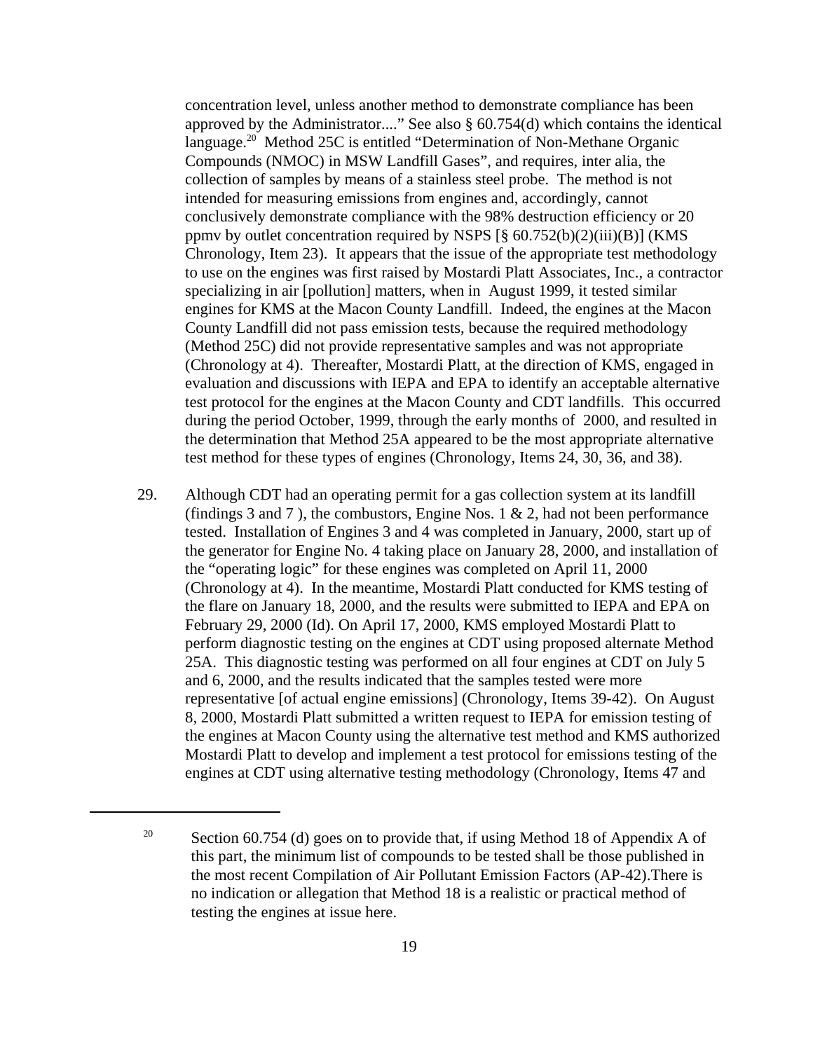concentration level, unless another method to demonstrate compliance has been approved by the Administrator...." See also § 60.754(d) which contains the identical language.[20] Method 25C is entitled "Determination of Non-Methane Organic Compounds (NMOC) in MSW Landfill Gases", and requires, inter alia, the collection of samples by means of a stainless steel probe. The method is not intended for measuring emissions from engines and, accordingly, cannot conclusively demonstrate compliance with the 98% destruction efficiency or 20 ppmv by outlet concentration required by NSPS [§ 60.752(b)(2)(iii)(B)] (KMS Chronology, Item 23). It appears that the issue of the appropriate test methodology to use on the engines was first raised by Mostardi Platt Associates, Inc., a contractor specializing in air [pollution] matters, when in August 1999, it tested similar engines for KMS at the Macon County Landfill. Indeed, the engines at the Macon County Landfill did not pass emission tests, because the required methodology (Method 25C) did not provide representative samples and was not appropriate (Chronology at 4). Thereafter, Mostardi Platt, at the direction of KMS, engaged in evaluation and discussions with IEPA and EPA to identify an acceptable alternative test protocol for the engines at the Macon County and CDT landfills. This occurred during the period October, 1999, through the early months of 2000, and resulted in the determination that Method 25A appeared to be the most appropriate alternative test method for these types of engines (Chronology, Items 24, 30, 36, and 38).

29. Although CDT had an operating permit for a gas collection system at its landfill (findings 3 and 7 ), the combustors, Engine Nos. 1 & 2, had not been performance tested. Installation of Engines 3 and 4 was completed in January, 2000, start up of the generator for Engine No. 4 taking place on January 28, 2000, and installation of the "operating logic" for these engines was completed on April 11, 2000 (Chronology at 4). In the meantime, Mostardi Platt conducted for KMS testing of the flare on January 18, 2000, and the results were submitted to IEPA and EPA on February 29, 2000 (Id). On April 17, 2000, KMS employed Mostardi Platt to perform diagnostic testing on the engines at CDT using proposed alternate Method 25A. This diagnostic testing was performed on all four engines at CDT on July 5 and 6, 2000, and the results indicated that the samples tested were more representative [of actual engine emissions] (Chronology, Items 39-42). On August 8, 2000, Mostardi Platt submitted a written request to IEPA for emission testing of the engines at Macon County using the alternative test method and KMS authorized Mostardi Platt to develop and implement a test protocol for emissions testing of the engines at CDT using alternative testing methodology (Chronology, Items 47 and

---

[20] Section 60.754 (d) goes on to provide that, if using Method 18 of Appendix A of this part, the minimum list of compounds to be tested shall be those published in the most recent Compilation of Air Pollutant Emission Factors (AP-42).There is no indication or allegation that Method 18 is a realistic or practical method of testing the engines at issue here.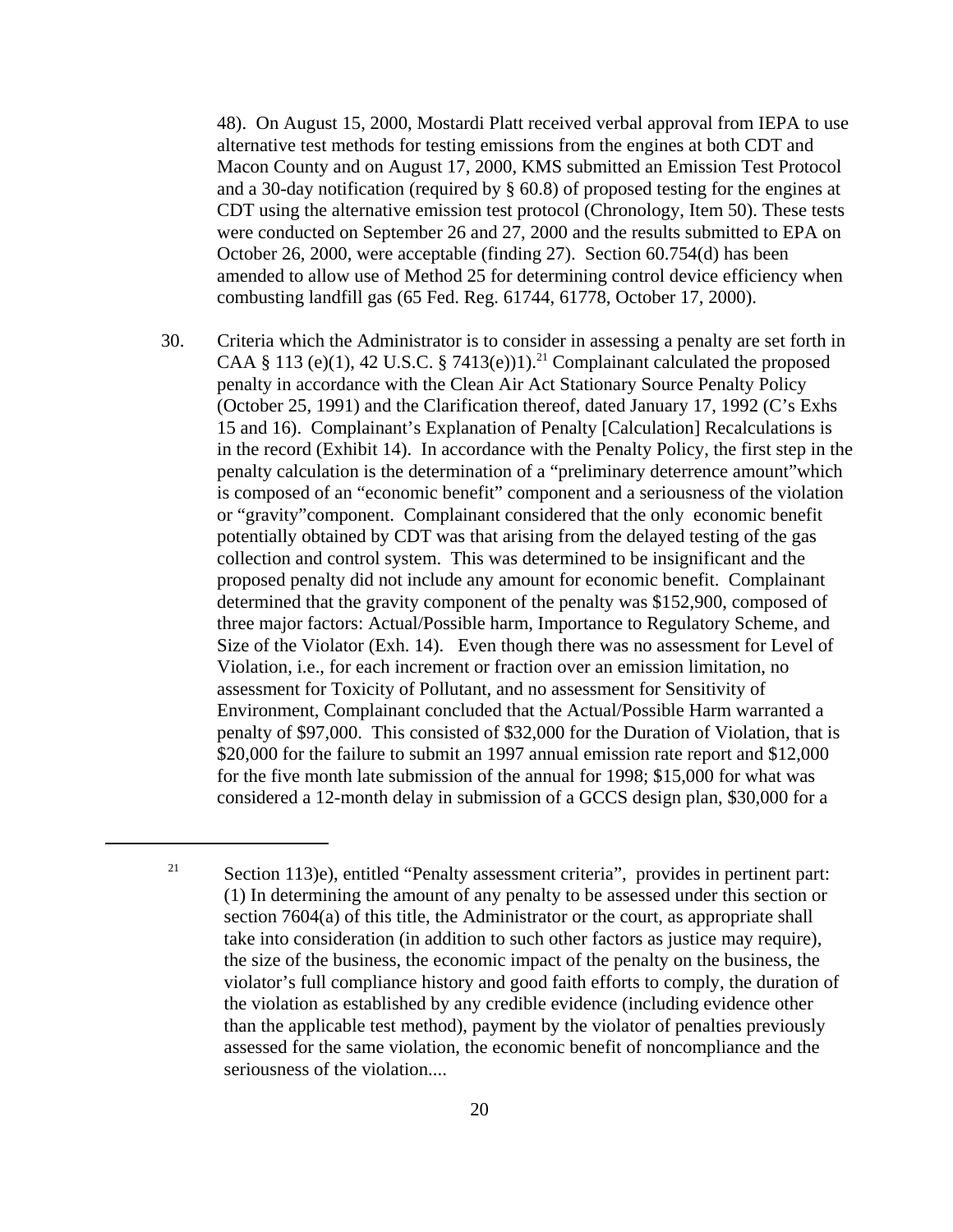48). On August 15, 2000, Mostardi Platt received verbal approval from IEPA to use alternative test methods for testing emissions from the engines at both CDT and Macon County and on August 17, 2000, KMS submitted an Emission Test Protocol and a 30-day notification (required by § 60.8) of proposed testing for the engines at CDT using the alternative emission test protocol (Chronology, Item 50). These tests were conducted on September 26 and 27, 2000 and the results submitted to EPA on October 26, 2000, were acceptable (finding 27). Section 60.754(d) has been amended to allow use of Method 25 for determining control device efficiency when combusting landfill gas (65 Fed. Reg. 61744, 61778, October 17, 2000).

30. Criteria which the Administrator is to consider in assessing a penalty are set forth in CAA § 113 (e)(1), 42 U.S.C. § 7413(e))1).[21] Complainant calculated the proposed penalty in accordance with the Clean Air Act Stationary Source Penalty Policy (October 25, 1991) and the Clarification thereof, dated January 17, 1992 (C's Exhs 15 and 16). Complainant's Explanation of Penalty [Calculation] Recalculations is in the record (Exhibit 14). In accordance with the Penalty Policy, the first step in the penalty calculation is the determination of a "preliminary deterrence amount"which is composed of an "economic benefit" component and a seriousness of the violation or "gravity"component. Complainant considered that the only economic benefit potentially obtained by CDT was that arising from the delayed testing of the gas collection and control system. This was determined to be insignificant and the proposed penalty did not include any amount for economic benefit. Complainant determined that the gravity component of the penalty was $152,900, composed of three major factors: Actual/Possible harm, Importance to Regulatory Scheme, and Size of the Violator (Exh. 14). Even though there was no assessment for Level of Violation, i.e., for each increment or fraction over an emission limitation, no assessment for Toxicity of Pollutant, and no assessment for Sensitivity of Environment, Complainant concluded that the Actual/Possible Harm warranted a penalty of $97,000. This consisted of $32,000 for the Duration of Violation, that is $20,000 for the failure to submit an 1997 annual emission rate report and $12,000 for the five month late submission of the annual for 1998; $15,000 for what was considered a 12-month delay in submission of a GCCS design plan, $30,000 for a

---

[21] Section 113)e), entitled "Penalty assessment criteria", provides in pertinent part: (1) In determining the amount of any penalty to be assessed under this section or section 7604(a) of this title, the Administrator or the court, as appropriate shall take into consideration (in addition to such other factors as justice may require), the size of the business, the economic impact of the penalty on the business, the violator's full compliance history and good faith efforts to comply, the duration of the violation as established by any credible evidence (including evidence other than the applicable test method), payment by the violator of penalties previously assessed for the same violation, the economic benefit of noncompliance and the seriousness of the violation....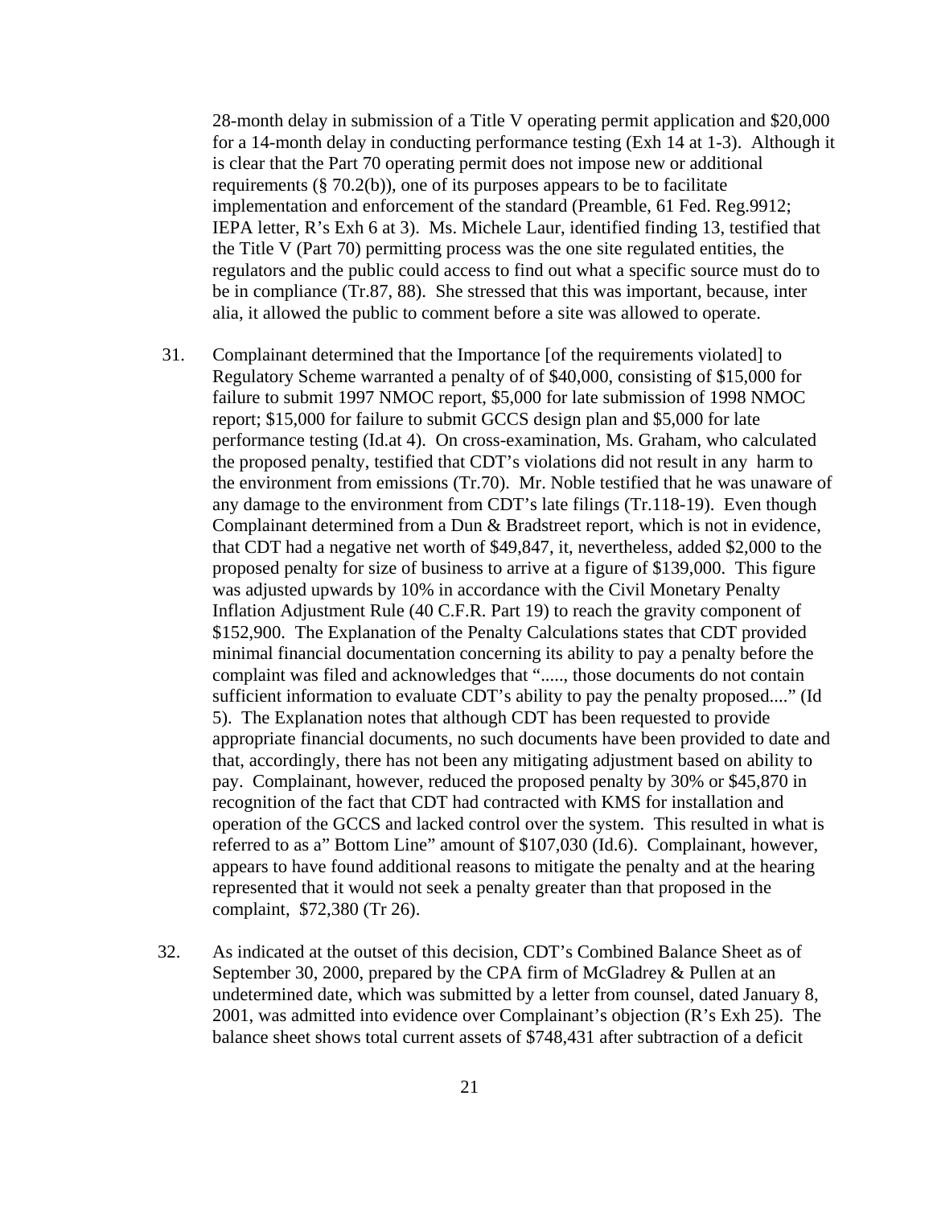28-month delay in submission of a Title V operating permit application and $20,000 for a 14-month delay in conducting performance testing (Exh 14 at 1-3). Although it is clear that the Part 70 operating permit does not impose new or additional requirements (§ 70.2(b)), one of its purposes appears to be to facilitate implementation and enforcement of the standard (Preamble, 61 Fed. Reg.9912; IEPA letter, R's Exh 6 at 3). Ms. Michele Laur, identified finding 13, testified that the Title V (Part 70) permitting process was the one site regulated entities, the regulators and the public could access to find out what a specific source must do to be in compliance (Tr.87, 88). She stressed that this was important, because, inter alia, it allowed the public to comment before a site was allowed to operate.

31. Complainant determined that the Importance [of the requirements violated] to Regulatory Scheme warranted a penalty of of $40,000, consisting of $15,000 for failure to submit 1997 NMOC report, $5,000 for late submission of 1998 NMOC report; $15,000 for failure to submit GCCS design plan and $5,000 for late performance testing (Id.at 4). On cross-examination, Ms. Graham, who calculated the proposed penalty, testified that CDT's violations did not result in any harm to the environment from emissions (Tr.70). Mr. Noble testified that he was unaware of any damage to the environment from CDT's late filings (Tr.118-19). Even though Complainant determined from a Dun & Bradstreet report, which is not in evidence, that CDT had a negative net worth of $49,847, it, nevertheless, added $2,000 to the proposed penalty for size of business to arrive at a figure of $139,000. This figure was adjusted upwards by 10% in accordance with the Civil Monetary Penalty Inflation Adjustment Rule (40 C.F.R. Part 19) to reach the gravity component of $152,900. The Explanation of the Penalty Calculations states that CDT provided minimal financial documentation concerning its ability to pay a penalty before the complaint was filed and acknowledges that "....., those documents do not contain sufficient information to evaluate CDT's ability to pay the penalty proposed...." (Id 5). The Explanation notes that although CDT has been requested to provide appropriate financial documents, no such documents have been provided to date and that, accordingly, there has not been any mitigating adjustment based on ability to pay. Complainant, however, reduced the proposed penalty by 30% or $45,870 in recognition of the fact that CDT had contracted with KMS for installation and operation of the GCCS and lacked control over the system. This resulted in what is referred to as a" Bottom Line" amount of $107,030 (Id.6). Complainant, however, appears to have found additional reasons to mitigate the penalty and at the hearing represented that it would not seek a penalty greater than that proposed in the complaint, $72,380 (Tr 26).

32. As indicated at the outset of this decision, CDT's Combined Balance Sheet as of September 30, 2000, prepared by the CPA firm of McGladrey & Pullen at an undetermined date, which was submitted by a letter from counsel, dated January 8, 2001, was admitted into evidence over Complainant's objection (R's Exh 25). The balance sheet shows total current assets of $748,431 after subtraction of a deficit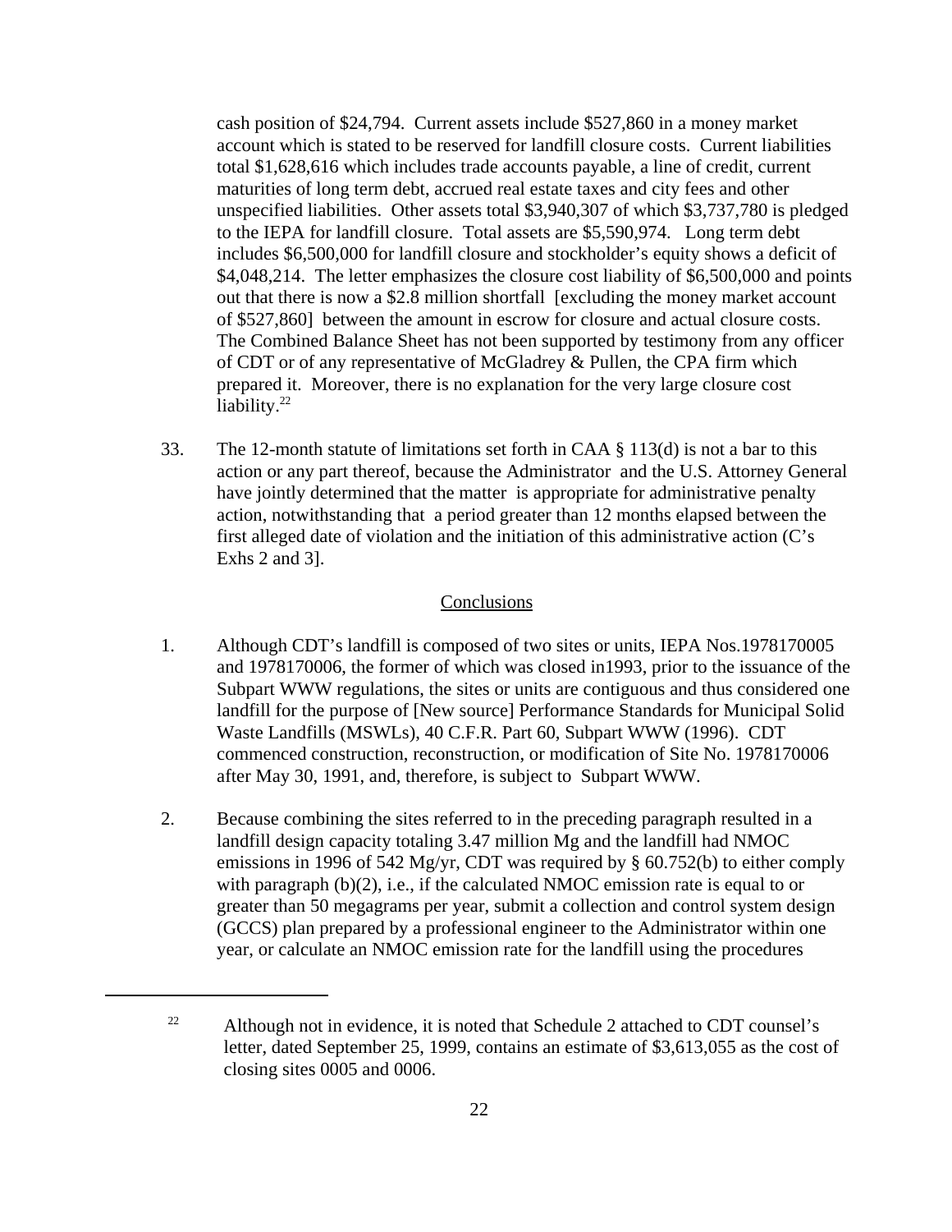cash position of $24,794. Current assets include $527,860 in a money market account which is stated to be reserved for landfill closure costs. Current liabilities total $1,628,616 which includes trade accounts payable, a line of credit, current maturities of long term debt, accrued real estate taxes and city fees and other unspecified liabilities. Other assets total $3,940,307 of which $3,737,780 is pledged to the IEPA for landfill closure. Total assets are $5,590,974. Long term debt includes $6,500,000 for landfill closure and stockholder's equity shows a deficit of $4,048,214. The letter emphasizes the closure cost liability of $6,500,000 and points out that there is now a $2.8 million shortfall [excluding the money market account of $527,860] between the amount in escrow for closure and actual closure costs. The Combined Balance Sheet has not been supported by testimony from any officer of CDT or of any representative of McGladrey & Pullen, the CPA firm which prepared it. Moreover, there is no explanation for the very large closure cost liability.[22]

33. The 12-month statute of limitations set forth in CAA § 113(d) is not a bar to this action or any part thereof, because the Administrator and the U.S. Attorney General have jointly determined that the matter is appropriate for administrative penalty action, notwithstanding that a period greater than 12 months elapsed between the first alleged date of violation and the initiation of this administrative action (C's Exhs 2 and 3].

## Conclusions

1. Although CDT's landfill is composed of two sites or units, IEPA Nos.1978170005 and 1978170006, the former of which was closed in1993, prior to the issuance of the Subpart WWW regulations, the sites or units are contiguous and thus considered one landfill for the purpose of [New source] Performance Standards for Municipal Solid Waste Landfills (MSWLs), 40 C.F.R. Part 60, Subpart WWW (1996). CDT commenced construction, reconstruction, or modification of Site No. 1978170006 after May 30, 1991, and, therefore, is subject to Subpart WWW.

2. Because combining the sites referred to in the preceding paragraph resulted in a landfill design capacity totaling 3.47 million Mg and the landfill had NMOC emissions in 1996 of 542 Mg/yr, CDT was required by § 60.752(b) to either comply with paragraph (b)(2), i.e., if the calculated NMOC emission rate is equal to or greater than 50 megagrams per year, submit a collection and control system design (GCCS) plan prepared by a professional engineer to the Administrator within one year, or calculate an NMOC emission rate for the landfill using the procedures

---

[22] Although not in evidence, it is noted that Schedule 2 attached to CDT counsel's letter, dated September 25, 1999, contains an estimate of $3,613,055 as the cost of closing sites 0005 and 0006.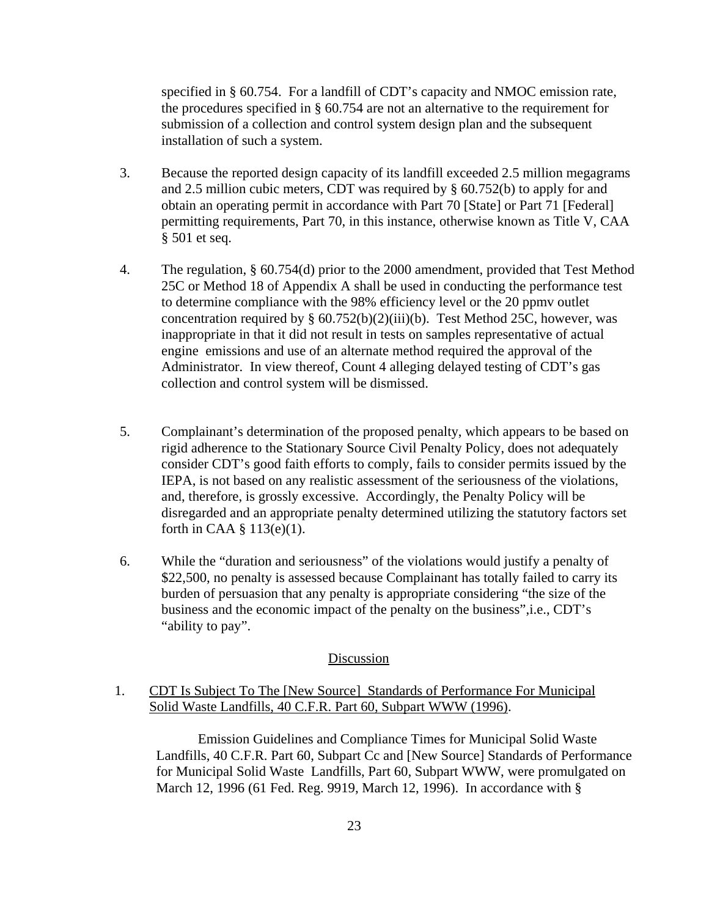specified in § 60.754. For a landfill of CDT's capacity and NMOC emission rate, the procedures specified in § 60.754 are not an alternative to the requirement for submission of a collection and control system design plan and the subsequent installation of such a system.

3. Because the reported design capacity of its landfill exceeded 2.5 million megagrams and 2.5 million cubic meters, CDT was required by § 60.752(b) to apply for and obtain an operating permit in accordance with Part 70 [State] or Part 71 [Federal] permitting requirements, Part 70, in this instance, otherwise known as Title V, CAA § 501 et seq.

4. The regulation, § 60.754(d) prior to the 2000 amendment, provided that Test Method 25C or Method 18 of Appendix A shall be used in conducting the performance test to determine compliance with the 98% efficiency level or the 20 ppmv outlet concentration required by § 60.752(b)(2)(iii)(b). Test Method 25C, however, was inappropriate in that it did not result in tests on samples representative of actual engine emissions and use of an alternate method required the approval of the Administrator. In view thereof, Count 4 alleging delayed testing of CDT's gas collection and control system will be dismissed.

5. Complainant's determination of the proposed penalty, which appears to be based on rigid adherence to the Stationary Source Civil Penalty Policy, does not adequately consider CDT's good faith efforts to comply, fails to consider permits issued by the IEPA, is not based on any realistic assessment of the seriousness of the violations, and, therefore, is grossly excessive. Accordingly, the Penalty Policy will be disregarded and an appropriate penalty determined utilizing the statutory factors set forth in CAA § 113(e)(1).

6. While the "duration and seriousness" of the violations would justify a penalty of $22,500, no penalty is assessed because Complainant has totally failed to carry its burden of persuasion that any penalty is appropriate considering "the size of the business and the economic impact of the penalty on the business",i.e., CDT's "ability to pay".

## Discussion

1. CDT Is Subject To The [New Source] Standards of Performance For Municipal Solid Waste Landfills, 40 C.F.R. Part 60, Subpart WWW (1996).

Emission Guidelines and Compliance Times for Municipal Solid Waste Landfills, 40 C.F.R. Part 60, Subpart Cc and [New Source] Standards of Performance for Municipal Solid Waste Landfills, Part 60, Subpart WWW, were promulgated on March 12, 1996 (61 Fed. Reg. 9919, March 12, 1996). In accordance with §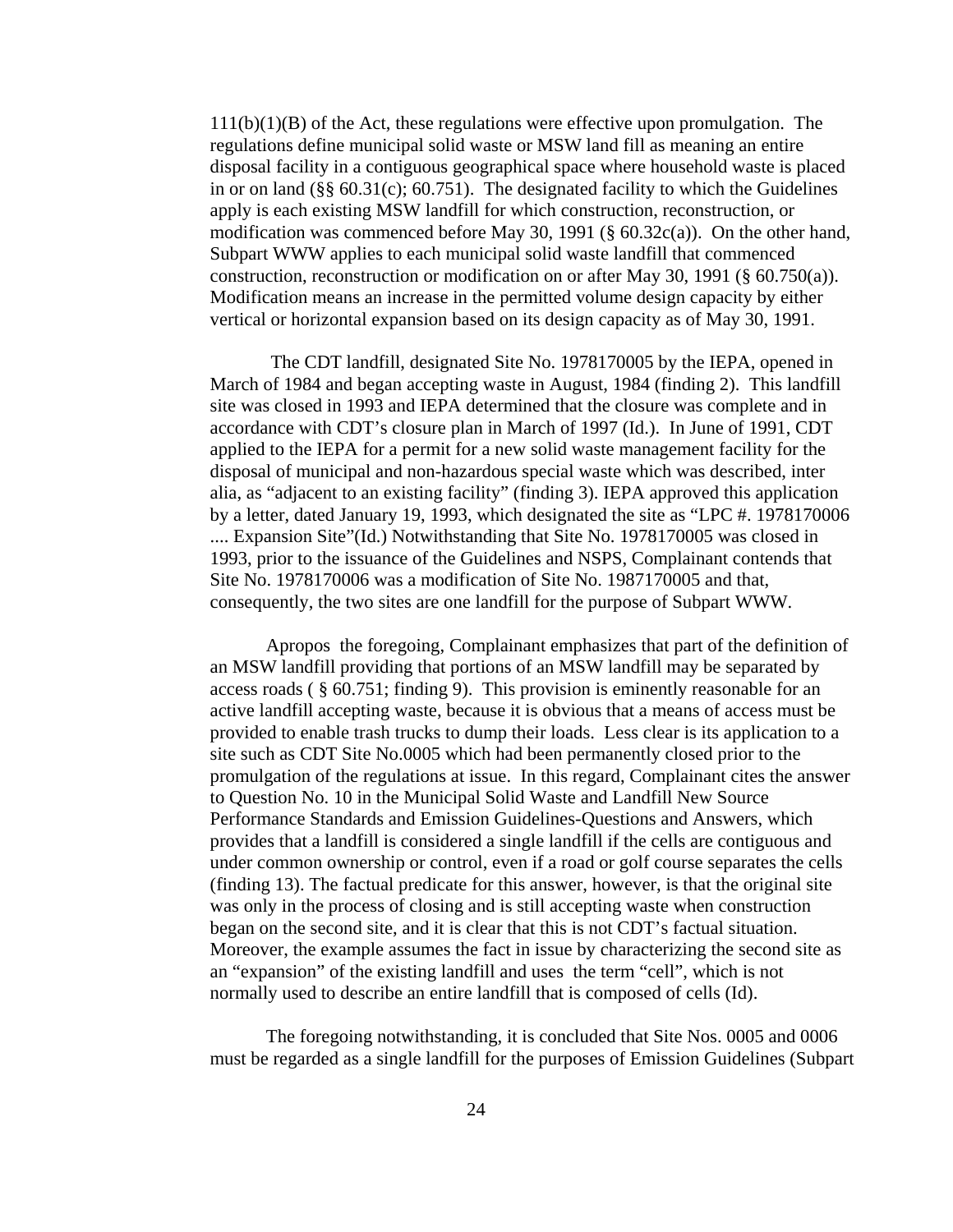111(b)(1)(B) of the Act, these regulations were effective upon promulgation. The regulations define municipal solid waste or MSW land fill as meaning an entire disposal facility in a contiguous geographical space where household waste is placed in or on land (§§ 60.31(c); 60.751). The designated facility to which the Guidelines apply is each existing MSW landfill for which construction, reconstruction, or modification was commenced before May 30, 1991 (§ 60.32c(a)). On the other hand, Subpart WWW applies to each municipal solid waste landfill that commenced construction, reconstruction or modification on or after May 30, 1991 (§ 60.750(a)). Modification means an increase in the permitted volume design capacity by either vertical or horizontal expansion based on its design capacity as of May 30, 1991.

The CDT landfill, designated Site No. 1978170005 by the IEPA, opened in March of 1984 and began accepting waste in August, 1984 (finding 2). This landfill site was closed in 1993 and IEPA determined that the closure was complete and in accordance with CDT's closure plan in March of 1997 (Id.). In June of 1991, CDT applied to the IEPA for a permit for a new solid waste management facility for the disposal of municipal and non-hazardous special waste which was described, inter alia, as "adjacent to an existing facility" (finding 3). IEPA approved this application by a letter, dated January 19, 1993, which designated the site as "LPC #. 1978170006 .... Expansion Site"(Id.) Notwithstanding that Site No. 1978170005 was closed in 1993, prior to the issuance of the Guidelines and NSPS, Complainant contends that Site No. 1978170006 was a modification of Site No. 1987170005 and that, consequently, the two sites are one landfill for the purpose of Subpart WWW.

Apropos the foregoing, Complainant emphasizes that part of the definition of an MSW landfill providing that portions of an MSW landfill may be separated by access roads ( § 60.751; finding 9). This provision is eminently reasonable for an active landfill accepting waste, because it is obvious that a means of access must be provided to enable trash trucks to dump their loads. Less clear is its application to a site such as CDT Site No.0005 which had been permanently closed prior to the promulgation of the regulations at issue. In this regard, Complainant cites the answer to Question No. 10 in the Municipal Solid Waste and Landfill New Source Performance Standards and Emission Guidelines-Questions and Answers, which provides that a landfill is considered a single landfill if the cells are contiguous and under common ownership or control, even if a road or golf course separates the cells (finding 13). The factual predicate for this answer, however, is that the original site was only in the process of closing and is still accepting waste when construction began on the second site, and it is clear that this is not CDT's factual situation. Moreover, the example assumes the fact in issue by characterizing the second site as an "expansion" of the existing landfill and uses the term "cell", which is not normally used to describe an entire landfill that is composed of cells (Id).

The foregoing notwithstanding, it is concluded that Site Nos. 0005 and 0006 must be regarded as a single landfill for the purposes of Emission Guidelines (Subpart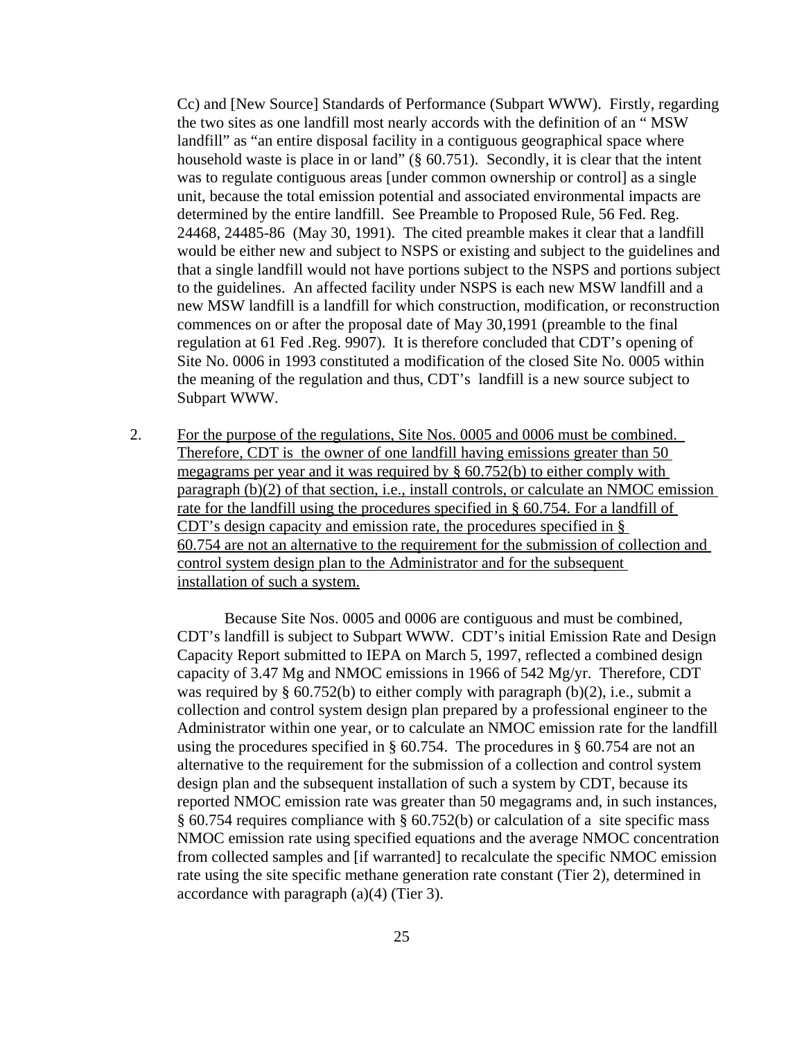Cc) and [New Source] Standards of Performance (Subpart WWW). Firstly, regarding the two sites as one landfill most nearly accords with the definition of an " MSW landfill" as "an entire disposal facility in a contiguous geographical space where household waste is place in or land" (§ 60.751). Secondly, it is clear that the intent was to regulate contiguous areas [under common ownership or control] as a single unit, because the total emission potential and associated environmental impacts are determined by the entire landfill. See Preamble to Proposed Rule, 56 Fed. Reg. 24468, 24485-86 (May 30, 1991). The cited preamble makes it clear that a landfill would be either new and subject to NSPS or existing and subject to the guidelines and that a single landfill would not have portions subject to the NSPS and portions subject to the guidelines. An affected facility under NSPS is each new MSW landfill and a new MSW landfill is a landfill for which construction, modification, or reconstruction commences on or after the proposal date of May 30,1991 (preamble to the final regulation at 61 Fed .Reg. 9907). It is therefore concluded that CDT's opening of Site No. 0006 in 1993 constituted a modification of the closed Site No. 0005 within the meaning of the regulation and thus, CDT's landfill is a new source subject to Subpart WWW.

2. For the purpose of the regulations, Site Nos. 0005 and 0006 must be combined. Therefore, CDT is the owner of one landfill having emissions greater than 50 megagrams per year and it was required by § 60.752(b) to either comply with paragraph (b)(2) of that section, i.e., install controls, or calculate an NMOC emission rate for the landfill using the procedures specified in § 60.754. For a landfill of CDT's design capacity and emission rate, the procedures specified in § 60.754 are not an alternative to the requirement for the submission of collection and control system design plan to the Administrator and for the subsequent installation of such a system.

Because Site Nos. 0005 and 0006 are contiguous and must be combined, CDT's landfill is subject to Subpart WWW. CDT's initial Emission Rate and Design Capacity Report submitted to IEPA on March 5, 1997, reflected a combined design capacity of 3.47 Mg and NMOC emissions in 1966 of 542 Mg/yr. Therefore, CDT was required by § 60.752(b) to either comply with paragraph (b)(2), i.e., submit a collection and control system design plan prepared by a professional engineer to the Administrator within one year, or to calculate an NMOC emission rate for the landfill using the procedures specified in § 60.754. The procedures in § 60.754 are not an alternative to the requirement for the submission of a collection and control system design plan and the subsequent installation of such a system by CDT, because its reported NMOC emission rate was greater than 50 megagrams and, in such instances, § 60.754 requires compliance with § 60.752(b) or calculation of a site specific mass NMOC emission rate using specified equations and the average NMOC concentration from collected samples and [if warranted] to recalculate the specific NMOC emission rate using the site specific methane generation rate constant (Tier 2), determined in accordance with paragraph (a)(4) (Tier 3).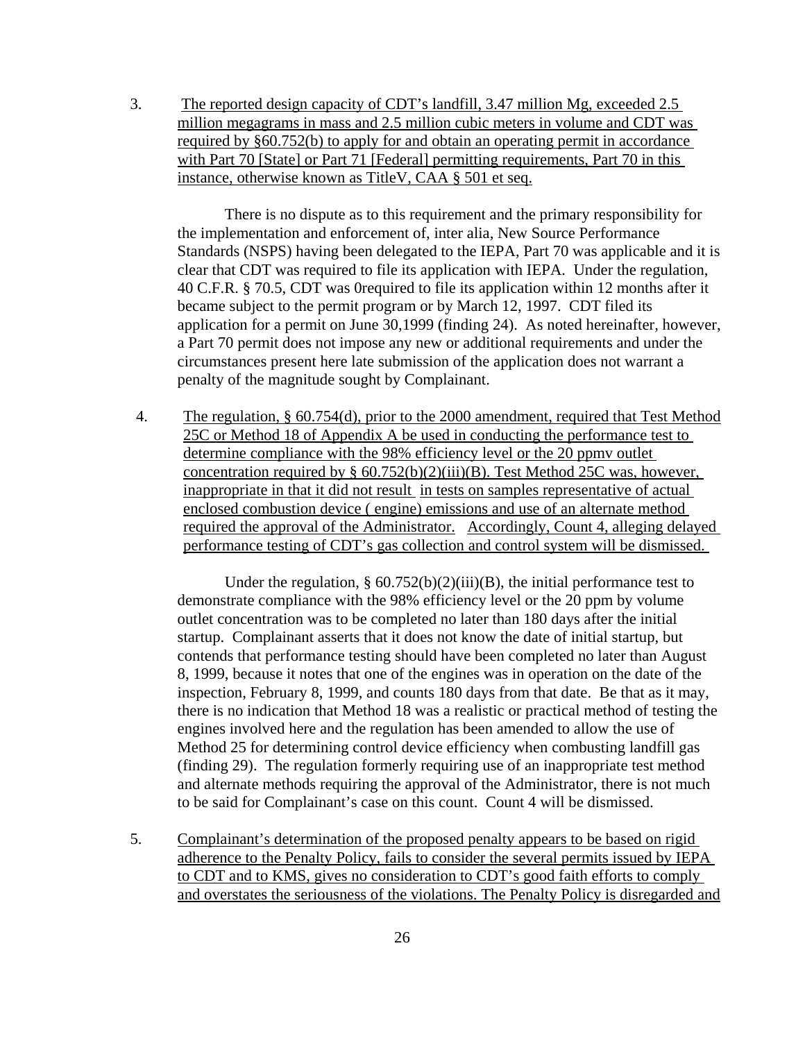3. The reported design capacity of CDT's landfill, 3.47 million Mg, exceeded 2.5 million megagrams in mass and 2.5 million cubic meters in volume and CDT was required by §60.752(b) to apply for and obtain an operating permit in accordance with Part 70 [State] or Part 71 [Federal] permitting requirements, Part 70 in this instance, otherwise known as TitleV, CAA § 501 et seq.

There is no dispute as to this requirement and the primary responsibility for the implementation and enforcement of, inter alia, New Source Performance Standards (NSPS) having been delegated to the IEPA, Part 70 was applicable and it is clear that CDT was required to file its application with IEPA. Under the regulation, 40 C.F.R. § 70.5, CDT was 0required to file its application within 12 months after it became subject to the permit program or by March 12, 1997. CDT filed its application for a permit on June 30,1999 (finding 24). As noted hereinafter, however, a Part 70 permit does not impose any new or additional requirements and under the circumstances present here late submission of the application does not warrant a penalty of the magnitude sought by Complainant.

4. The regulation, § 60.754(d), prior to the 2000 amendment, required that Test Method 25C or Method 18 of Appendix A be used in conducting the performance test to determine compliance with the 98% efficiency level or the 20 ppmv outlet concentration required by § 60.752(b)(2)(iii)(B). Test Method 25C was, however, inappropriate in that it did not result in tests on samples representative of actual enclosed combustion device ( engine) emissions and use of an alternate method required the approval of the Administrator. Accordingly, Count 4, alleging delayed performance testing of CDT's gas collection and control system will be dismissed.

Under the regulation, § 60.752(b)(2)(iii)(B), the initial performance test to demonstrate compliance with the 98% efficiency level or the 20 ppm by volume outlet concentration was to be completed no later than 180 days after the initial startup. Complainant asserts that it does not know the date of initial startup, but contends that performance testing should have been completed no later than August 8, 1999, because it notes that one of the engines was in operation on the date of the inspection, February 8, 1999, and counts 180 days from that date. Be that as it may, there is no indication that Method 18 was a realistic or practical method of testing the engines involved here and the regulation has been amended to allow the use of Method 25 for determining control device efficiency when combusting landfill gas (finding 29). The regulation formerly requiring use of an inappropriate test method and alternate methods requiring the approval of the Administrator, there is not much to be said for Complainant's case on this count. Count 4 will be dismissed.

5. Complainant's determination of the proposed penalty appears to be based on rigid adherence to the Penalty Policy, fails to consider the several permits issued by IEPA to CDT and to KMS, gives no consideration to CDT's good faith efforts to comply and overstates the seriousness of the violations. The Penalty Policy is disregarded and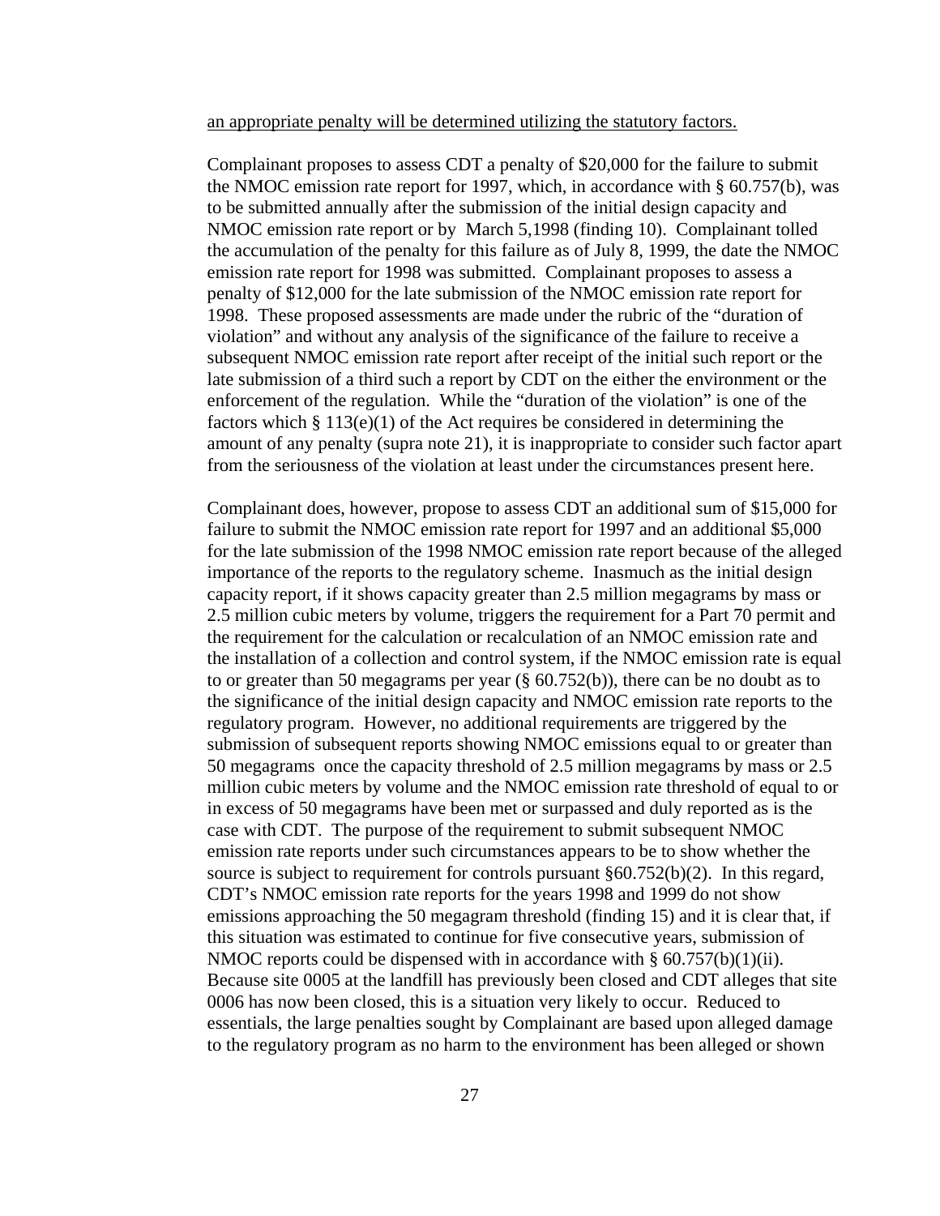<u>an appropriate penalty will be determined utilizing the statutory factors.</u>

Complainant proposes to assess CDT a penalty of $20,000 for the failure to submit the NMOC emission rate report for 1997, which, in accordance with § 60.757(b), was to be submitted annually after the submission of the initial design capacity and NMOC emission rate report or by March 5,1998 (finding 10). Complainant tolled the accumulation of the penalty for this failure as of July 8, 1999, the date the NMOC emission rate report for 1998 was submitted. Complainant proposes to assess a penalty of $12,000 for the late submission of the NMOC emission rate report for 1998. These proposed assessments are made under the rubric of the "duration of violation" and without any analysis of the significance of the failure to receive a subsequent NMOC emission rate report after receipt of the initial such report or the late submission of a third such a report by CDT on the either the environment or the enforcement of the regulation. While the "duration of the violation" is one of the factors which § 113(e)(1) of the Act requires be considered in determining the amount of any penalty (supra note 21), it is inappropriate to consider such factor apart from the seriousness of the violation at least under the circumstances present here.

Complainant does, however, propose to assess CDT an additional sum of $15,000 for failure to submit the NMOC emission rate report for 1997 and an additional $5,000 for the late submission of the 1998 NMOC emission rate report because of the alleged importance of the reports to the regulatory scheme. Inasmuch as the initial design capacity report, if it shows capacity greater than 2.5 million megagrams by mass or 2.5 million cubic meters by volume, triggers the requirement for a Part 70 permit and the requirement for the calculation or recalculation of an NMOC emission rate and the installation of a collection and control system, if the NMOC emission rate is equal to or greater than 50 megagrams per year (§ 60.752(b)), there can be no doubt as to the significance of the initial design capacity and NMOC emission rate reports to the regulatory program. However, no additional requirements are triggered by the submission of subsequent reports showing NMOC emissions equal to or greater than 50 megagrams once the capacity threshold of 2.5 million megagrams by mass or 2.5 million cubic meters by volume and the NMOC emission rate threshold of equal to or in excess of 50 megagrams have been met or surpassed and duly reported as is the case with CDT. The purpose of the requirement to submit subsequent NMOC emission rate reports under such circumstances appears to be to show whether the source is subject to requirement for controls pursuant §60.752(b)(2). In this regard, CDT's NMOC emission rate reports for the years 1998 and 1999 do not show emissions approaching the 50 megagram threshold (finding 15) and it is clear that, if this situation was estimated to continue for five consecutive years, submission of NMOC reports could be dispensed with in accordance with § 60.757(b)(1)(ii). Because site 0005 at the landfill has previously been closed and CDT alleges that site 0006 has now been closed, this is a situation very likely to occur. Reduced to essentials, the large penalties sought by Complainant are based upon alleged damage to the regulatory program as no harm to the environment has been alleged or shown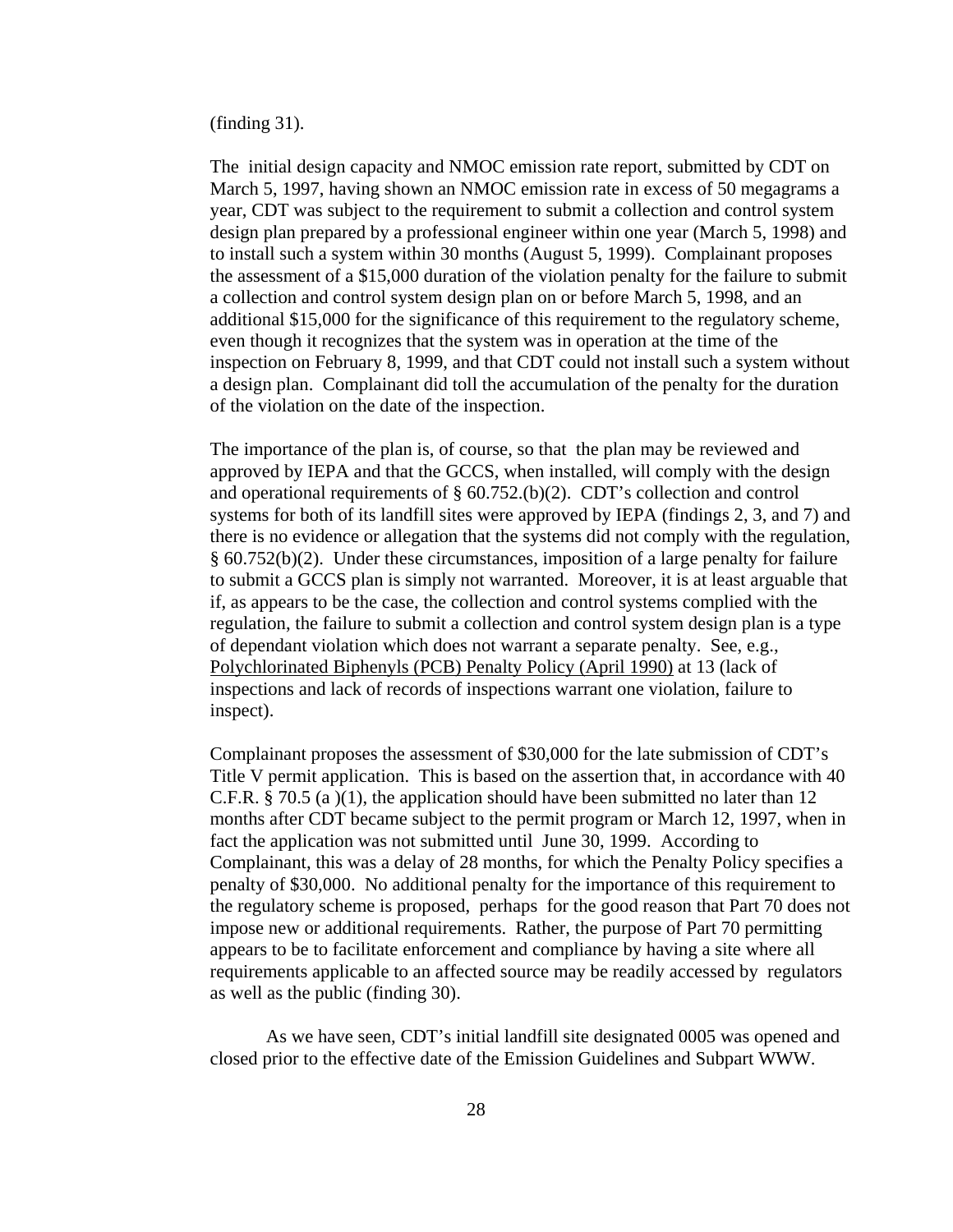(finding 31).

The initial design capacity and NMOC emission rate report, submitted by CDT on March 5, 1997, having shown an NMOC emission rate in excess of 50 megagrams a year, CDT was subject to the requirement to submit a collection and control system design plan prepared by a professional engineer within one year (March 5, 1998) and to install such a system within 30 months (August 5, 1999). Complainant proposes the assessment of a $15,000 duration of the violation penalty for the failure to submit a collection and control system design plan on or before March 5, 1998, and an additional $15,000 for the significance of this requirement to the regulatory scheme, even though it recognizes that the system was in operation at the time of the inspection on February 8, 1999, and that CDT could not install such a system without a design plan. Complainant did toll the accumulation of the penalty for the duration of the violation on the date of the inspection.

The importance of the plan is, of course, so that the plan may be reviewed and approved by IEPA and that the GCCS, when installed, will comply with the design and operational requirements of § 60.752.(b)(2). CDT's collection and control systems for both of its landfill sites were approved by IEPA (findings 2, 3, and 7) and there is no evidence or allegation that the systems did not comply with the regulation, § 60.752(b)(2). Under these circumstances, imposition of a large penalty for failure to submit a GCCS plan is simply not warranted. Moreover, it is at least arguable that if, as appears to be the case, the collection and control systems complied with the regulation, the failure to submit a collection and control system design plan is a type of dependant violation which does not warrant a separate penalty. See, e.g., Polychlorinated Biphenyls (PCB) Penalty Policy (April 1990) at 13 (lack of inspections and lack of records of inspections warrant one violation, failure to inspect).

Complainant proposes the assessment of $30,000 for the late submission of CDT's Title V permit application. This is based on the assertion that, in accordance with 40 C.F.R. § 70.5 (a )(1), the application should have been submitted no later than 12 months after CDT became subject to the permit program or March 12, 1997, when in fact the application was not submitted until June 30, 1999. According to Complainant, this was a delay of 28 months, for which the Penalty Policy specifies a penalty of $30,000. No additional penalty for the importance of this requirement to the regulatory scheme is proposed, perhaps for the good reason that Part 70 does not impose new or additional requirements. Rather, the purpose of Part 70 permitting appears to be to facilitate enforcement and compliance by having a site where all requirements applicable to an affected source may be readily accessed by regulators as well as the public (finding 30).

As we have seen, CDT's initial landfill site designated 0005 was opened and closed prior to the effective date of the Emission Guidelines and Subpart WWW.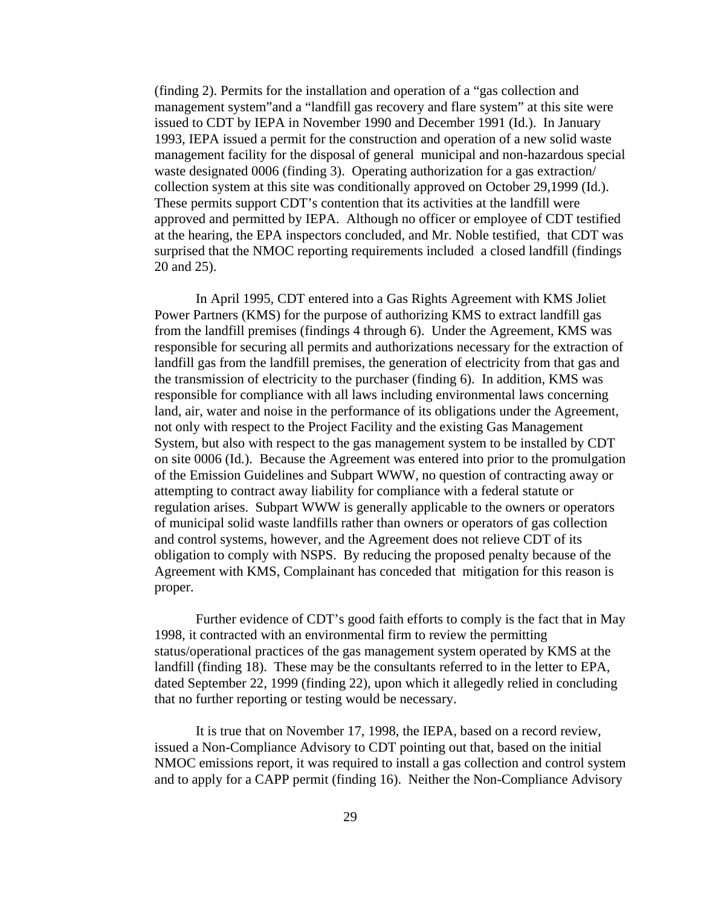(finding 2). Permits for the installation and operation of a "gas collection and management system"and a "landfill gas recovery and flare system" at this site were issued to CDT by IEPA in November 1990 and December 1991 (Id.). In January 1993, IEPA issued a permit for the construction and operation of a new solid waste management facility for the disposal of general municipal and non-hazardous special waste designated 0006 (finding 3). Operating authorization for a gas extraction/ collection system at this site was conditionally approved on October 29,1999 (Id.). These permits support CDT's contention that its activities at the landfill were approved and permitted by IEPA. Although no officer or employee of CDT testified at the hearing, the EPA inspectors concluded, and Mr. Noble testified, that CDT was surprised that the NMOC reporting requirements included a closed landfill (findings 20 and 25).

In April 1995, CDT entered into a Gas Rights Agreement with KMS Joliet Power Partners (KMS) for the purpose of authorizing KMS to extract landfill gas from the landfill premises (findings 4 through 6). Under the Agreement, KMS was responsible for securing all permits and authorizations necessary for the extraction of landfill gas from the landfill premises, the generation of electricity from that gas and the transmission of electricity to the purchaser (finding 6). In addition, KMS was responsible for compliance with all laws including environmental laws concerning land, air, water and noise in the performance of its obligations under the Agreement, not only with respect to the Project Facility and the existing Gas Management System, but also with respect to the gas management system to be installed by CDT on site 0006 (Id.). Because the Agreement was entered into prior to the promulgation of the Emission Guidelines and Subpart WWW, no question of contracting away or attempting to contract away liability for compliance with a federal statute or regulation arises. Subpart WWW is generally applicable to the owners or operators of municipal solid waste landfills rather than owners or operators of gas collection and control systems, however, and the Agreement does not relieve CDT of its obligation to comply with NSPS. By reducing the proposed penalty because of the Agreement with KMS, Complainant has conceded that mitigation for this reason is proper.

Further evidence of CDT's good faith efforts to comply is the fact that in May 1998, it contracted with an environmental firm to review the permitting status/operational practices of the gas management system operated by KMS at the landfill (finding 18). These may be the consultants referred to in the letter to EPA, dated September 22, 1999 (finding 22), upon which it allegedly relied in concluding that no further reporting or testing would be necessary.

It is true that on November 17, 1998, the IEPA, based on a record review, issued a Non-Compliance Advisory to CDT pointing out that, based on the initial NMOC emissions report, it was required to install a gas collection and control system and to apply for a CAPP permit (finding 16). Neither the Non-Compliance Advisory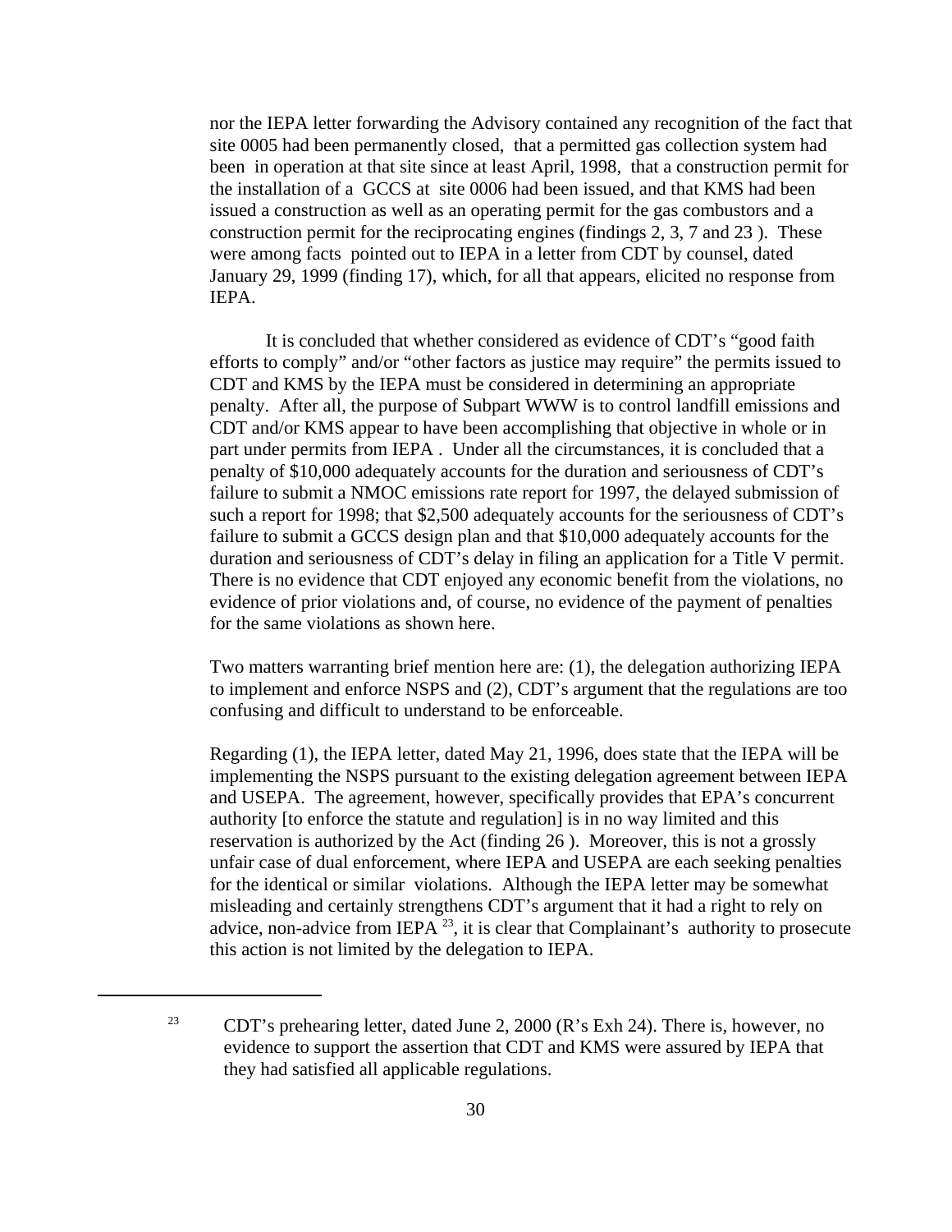nor the IEPA letter forwarding the Advisory contained any recognition of the fact that site 0005 had been permanently closed, that a permitted gas collection system had been in operation at that site since at least April, 1998, that a construction permit for the installation of a GCCS at site 0006 had been issued, and that KMS had been issued a construction as well as an operating permit for the gas combustors and a construction permit for the reciprocating engines (findings 2, 3, 7 and 23 ). These were among facts pointed out to IEPA in a letter from CDT by counsel, dated January 29, 1999 (finding 17), which, for all that appears, elicited no response from IEPA.

It is concluded that whether considered as evidence of CDT's "good faith efforts to comply" and/or "other factors as justice may require" the permits issued to CDT and KMS by the IEPA must be considered in determining an appropriate penalty. After all, the purpose of Subpart WWW is to control landfill emissions and CDT and/or KMS appear to have been accomplishing that objective in whole or in part under permits from IEPA . Under all the circumstances, it is concluded that a penalty of $10,000 adequately accounts for the duration and seriousness of CDT's failure to submit a NMOC emissions rate report for 1997, the delayed submission of such a report for 1998; that $2,500 adequately accounts for the seriousness of CDT's failure to submit a GCCS design plan and that $10,000 adequately accounts for the duration and seriousness of CDT's delay in filing an application for a Title V permit. There is no evidence that CDT enjoyed any economic benefit from the violations, no evidence of prior violations and, of course, no evidence of the payment of penalties for the same violations as shown here.

Two matters warranting brief mention here are: (1), the delegation authorizing IEPA to implement and enforce NSPS and (2), CDT's argument that the regulations are too confusing and difficult to understand to be enforceable.

Regarding (1), the IEPA letter, dated May 21, 1996, does state that the IEPA will be implementing the NSPS pursuant to the existing delegation agreement between IEPA and USEPA. The agreement, however, specifically provides that EPA's concurrent authority [to enforce the statute and regulation] is in no way limited and this reservation is authorized by the Act (finding 26 ). Moreover, this is not a grossly unfair case of dual enforcement, where IEPA and USEPA are each seeking penalties for the identical or similar violations. Although the IEPA letter may be somewhat misleading and certainly strengthens CDT's argument that it had a right to rely on advice, non-advice from IEPA [23], it is clear that Complainant's authority to prosecute this action is not limited by the delegation to IEPA.

---

[23] CDT's prehearing letter, dated June 2, 2000 (R's Exh 24). There is, however, no evidence to support the assertion that CDT and KMS were assured by IEPA that they had satisfied all applicable regulations.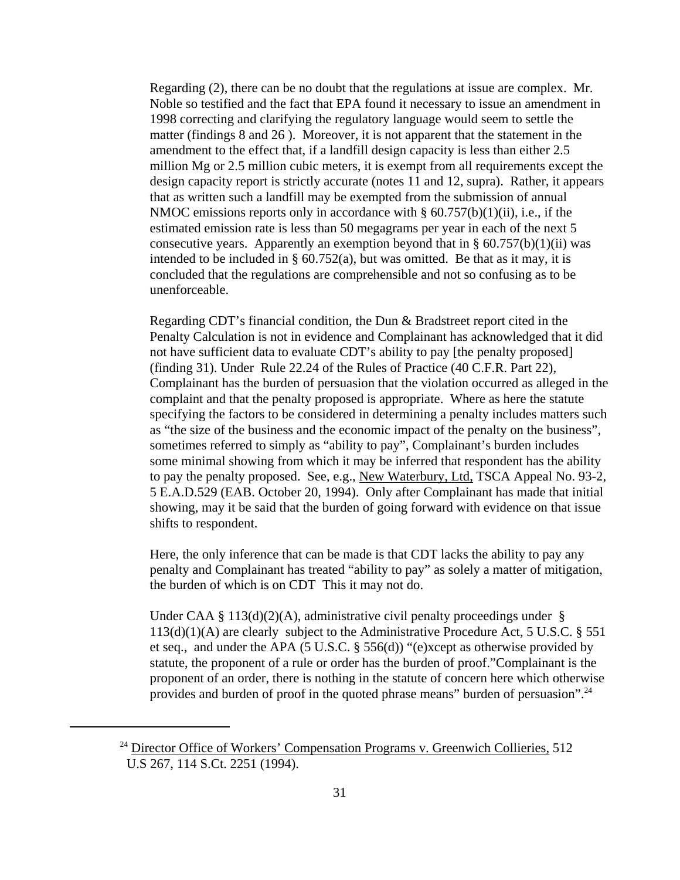Regarding (2), there can be no doubt that the regulations at issue are complex. Mr. Noble so testified and the fact that EPA found it necessary to issue an amendment in 1998 correcting and clarifying the regulatory language would seem to settle the matter (findings 8 and 26 ). Moreover, it is not apparent that the statement in the amendment to the effect that, if a landfill design capacity is less than either 2.5 million Mg or 2.5 million cubic meters, it is exempt from all requirements except the design capacity report is strictly accurate (notes 11 and 12, supra). Rather, it appears that as written such a landfill may be exempted from the submission of annual NMOC emissions reports only in accordance with § 60.757(b)(1)(ii), i.e., if the estimated emission rate is less than 50 megagrams per year in each of the next 5 consecutive years. Apparently an exemption beyond that in § 60.757(b)(1)(ii) was intended to be included in § 60.752(a), but was omitted. Be that as it may, it is concluded that the regulations are comprehensible and not so confusing as to be unenforceable.

Regarding CDT's financial condition, the Dun & Bradstreet report cited in the Penalty Calculation is not in evidence and Complainant has acknowledged that it did not have sufficient data to evaluate CDT's ability to pay [the penalty proposed] (finding 31). Under Rule 22.24 of the Rules of Practice (40 C.F.R. Part 22), Complainant has the burden of persuasion that the violation occurred as alleged in the complaint and that the penalty proposed is appropriate. Where as here the statute specifying the factors to be considered in determining a penalty includes matters such as "the size of the business and the economic impact of the penalty on the business", sometimes referred to simply as "ability to pay", Complainant's burden includes some minimal showing from which it may be inferred that respondent has the ability to pay the penalty proposed. See, e.g., New Waterbury, Ltd, TSCA Appeal No. 93-2, 5 E.A.D.529 (EAB. October 20, 1994). Only after Complainant has made that initial showing, may it be said that the burden of going forward with evidence on that issue shifts to respondent.

Here, the only inference that can be made is that CDT lacks the ability to pay any penalty and Complainant has treated "ability to pay" as solely a matter of mitigation, the burden of which is on CDT This it may not do.

Under CAA § 113(d)(2)(A), administrative civil penalty proceedings under § 113(d)(1)(A) are clearly subject to the Administrative Procedure Act, 5 U.S.C. § 551 et seq., and under the APA (5 U.S.C. § 556(d)) "(e)xcept as otherwise provided by statute, the proponent of a rule or order has the burden of proof."Complainant is the proponent of an order, there is nothing in the statute of concern here which otherwise provides and burden of proof in the quoted phrase means" burden of persuasion".[24]

---

[24] Director Office of Workers' Compensation Programs v. Greenwich Collieries, 512 U.S 267, 114 S.Ct. 2251 (1994).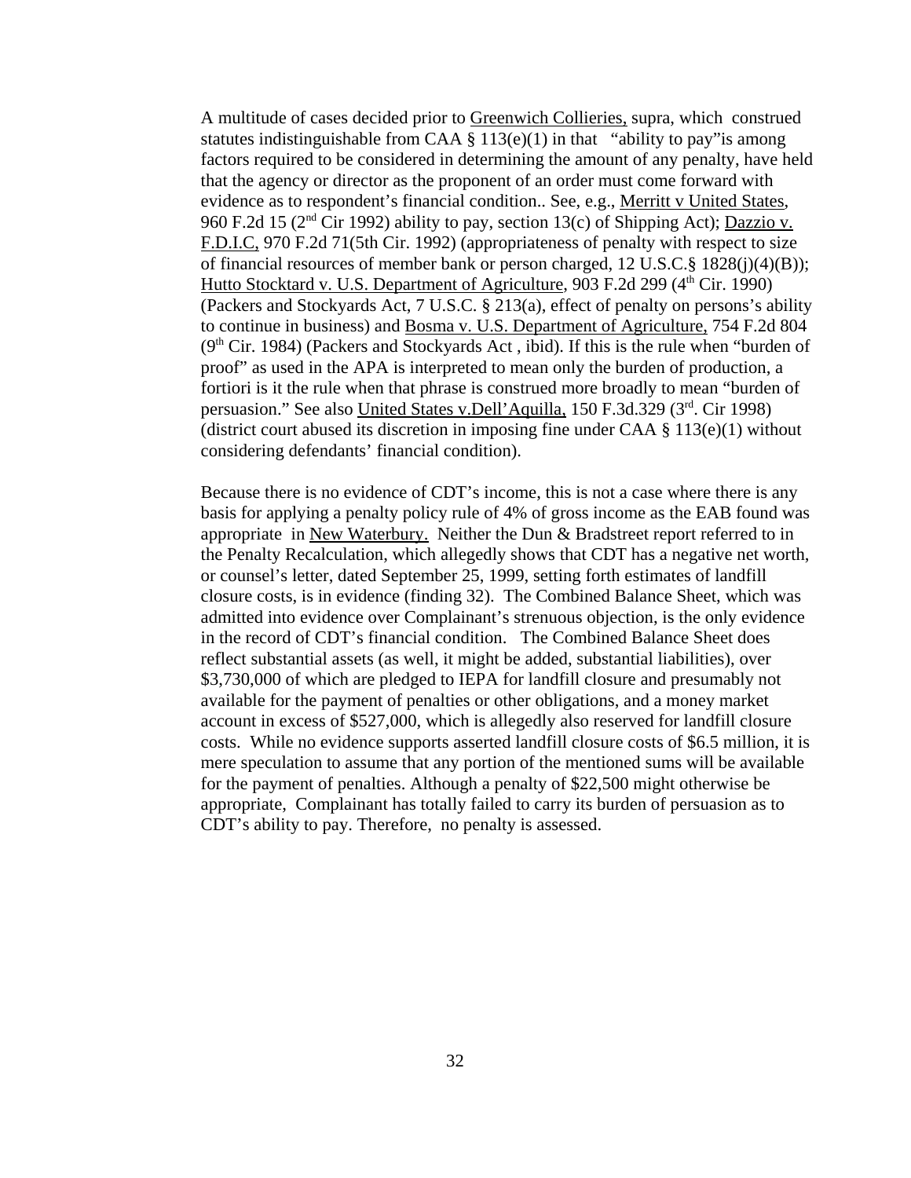A multitude of cases decided prior to Greenwich Collieries, supra, which construed statutes indistinguishable from CAA § 113(e)(1) in that "ability to pay"is among factors required to be considered in determining the amount of any penalty, have held that the agency or director as the proponent of an order must come forward with evidence as to respondent's financial condition.. See, e.g., Merritt v United States, 960 F.2d 15 (2nd Cir 1992) ability to pay, section 13(c) of Shipping Act); Dazzio v. F.D.I.C, 970 F.2d 71(5th Cir. 1992) (appropriateness of penalty with respect to size of financial resources of member bank or person charged, 12 U.S.C.§ 1828(j)(4)(B)); Hutto Stocktard v. U.S. Department of Agriculture, 903 F.2d 299 (4th Cir. 1990) (Packers and Stockyards Act, 7 U.S.C. § 213(a), effect of penalty on persons's ability to continue in business) and Bosma v. U.S. Department of Agriculture, 754 F.2d 804 (9th Cir. 1984) (Packers and Stockyards Act , ibid). If this is the rule when "burden of proof" as used in the APA is interpreted to mean only the burden of production, a fortiori is it the rule when that phrase is construed more broadly to mean "burden of persuasion." See also United States v.Dell'Aquilla, 150 F.3d.329 (3rd. Cir 1998) (district court abused its discretion in imposing fine under CAA § 113(e)(1) without considering defendants' financial condition).

Because there is no evidence of CDT's income, this is not a case where there is any basis for applying a penalty policy rule of 4% of gross income as the EAB found was appropriate in New Waterbury. Neither the Dun & Bradstreet report referred to in the Penalty Recalculation, which allegedly shows that CDT has a negative net worth, or counsel's letter, dated September 25, 1999, setting forth estimates of landfill closure costs, is in evidence (finding 32). The Combined Balance Sheet, which was admitted into evidence over Complainant's strenuous objection, is the only evidence in the record of CDT's financial condition. The Combined Balance Sheet does reflect substantial assets (as well, it might be added, substantial liabilities), over $3,730,000 of which are pledged to IEPA for landfill closure and presumably not available for the payment of penalties or other obligations, and a money market account in excess of $527,000, which is allegedly also reserved for landfill closure costs. While no evidence supports asserted landfill closure costs of $6.5 million, it is mere speculation to assume that any portion of the mentioned sums will be available for the payment of penalties. Although a penalty of $22,500 might otherwise be appropriate, Complainant has totally failed to carry its burden of persuasion as to CDT's ability to pay. Therefore, no penalty is assessed.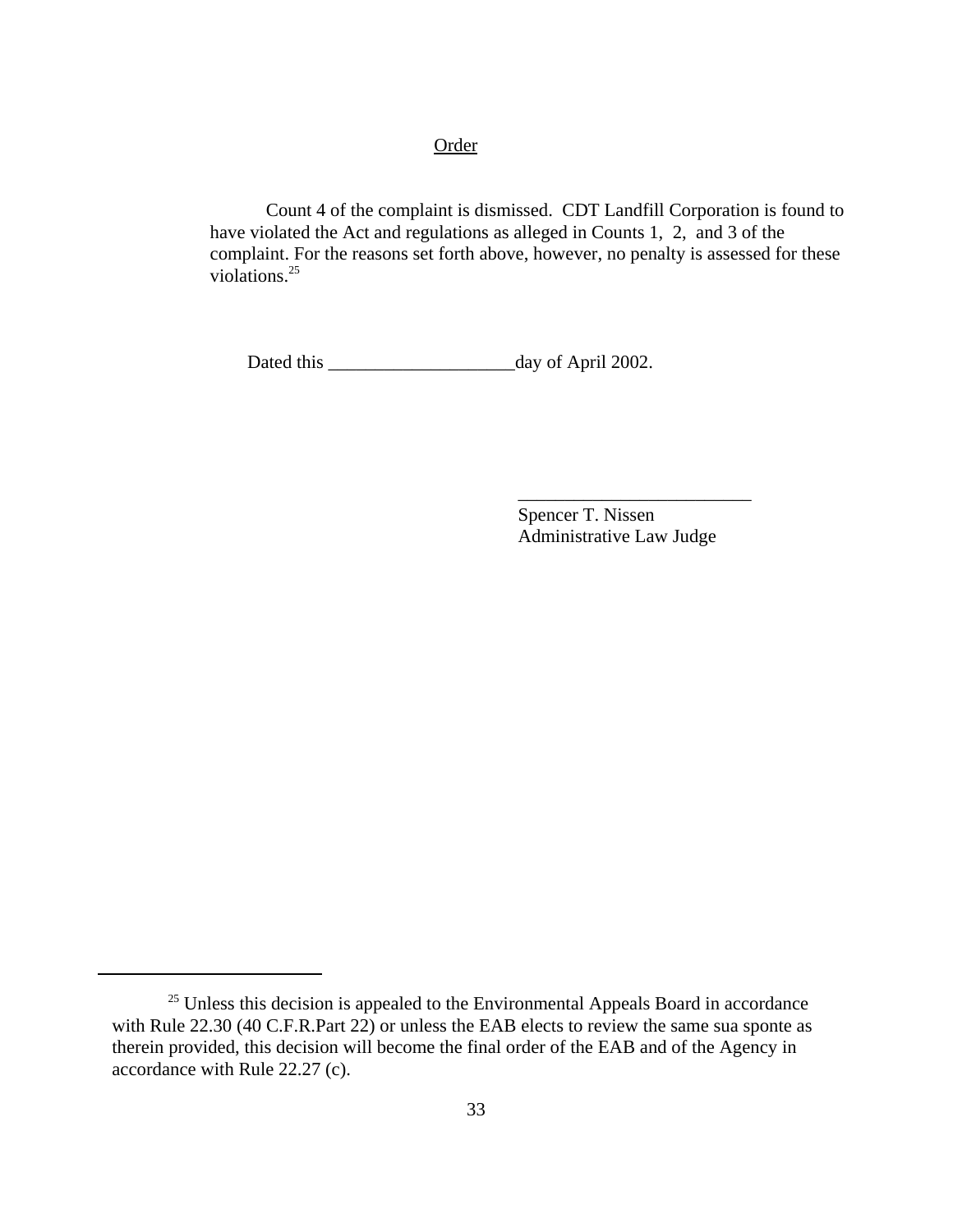## Order

Count 4 of the complaint is dismissed. CDT Landfill Corporation is found to have violated the Act and regulations as alleged in Counts 1, 2, and 3 of the complaint. For the reasons set forth above, however, no penalty is assessed for these violations.[25]

Dated this ____________________day of April 2002.

_________________________
Spencer T. Nissen
Administrative Law Judge

---

[25] Unless this decision is appealed to the Environmental Appeals Board in accordance with Rule 22.30 (40 C.F.R.Part 22) or unless the EAB elects to review the same sua sponte as therein provided, this decision will become the final order of the EAB and of the Agency in accordance with Rule 22.27 (c).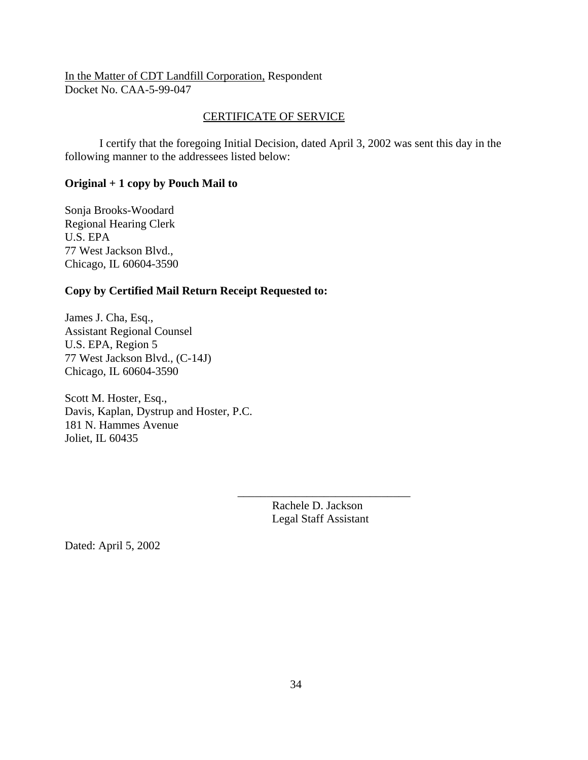In the Matter of CDT Landfill Corporation, Respondent
Docket No. CAA-5-99-047

## CERTIFICATE OF SERVICE

I certify that the foregoing Initial Decision, dated April 3, 2002 was sent this day in the following manner to the addressees listed below:

**Original + 1 copy by Pouch Mail to**

Sonja Brooks-Woodard
Regional Hearing Clerk
U.S. EPA
77 West Jackson Blvd.,
Chicago, IL 60604-3590

**Copy by Certified Mail Return Receipt Requested to:**

James J. Cha, Esq.,
Assistant Regional Counsel
U.S. EPA, Region 5
77 West Jackson Blvd., (C-14J)
Chicago, IL 60604-3590

Scott M. Hoster, Esq.,
Davis, Kaplan, Dystrup and Hoster, P.C.
181 N. Hammes Avenue
Joliet, IL 60435

______________________________
Rachele D. Jackson
Legal Staff Assistant

Dated: April 5, 2002